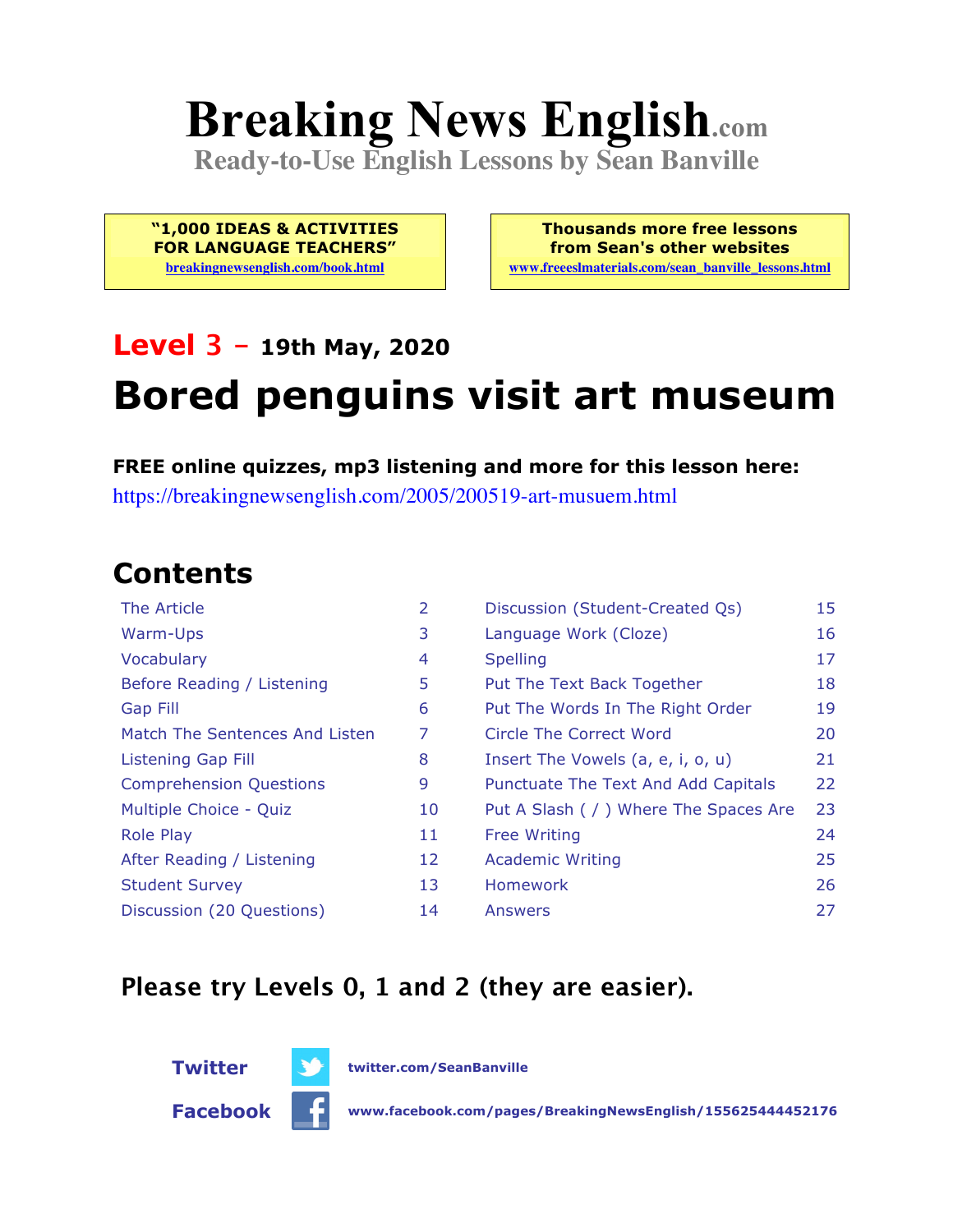# Breaking News English.com

**Ready-to-Use English Lessons by Sean Banville**

**"1,000 IDEAS & ACTIVITIES FOR LANGUAGE TEACHERS"**
breakingnewsenglish.com/book.html

**Thousands more free lessons from Sean's other websites**
www.freeeslmaterials.com/sean_banville_lessons.html

## Level 3 – 19th May, 2020

# Bored penguins visit art museum

**FREE online quizzes, mp3 listening and more for this lesson here:**
https://breakingnewsenglish.com/2005/200519-art-musuem.html

## Contents

| | | | |
|---|---|---|---|
| The Article | 2 | Discussion (Student-Created Qs) | 15 |
| Warm-Ups | 3 | Language Work (Cloze) | 16 |
| Vocabulary | 4 | Spelling | 17 |
| Before Reading / Listening | 5 | Put The Text Back Together | 18 |
| Gap Fill | 6 | Put The Words In The Right Order | 19 |
| Match The Sentences And Listen | 7 | Circle The Correct Word | 20 |
| Listening Gap Fill | 8 | Insert The Vowels (a, e, i, o, u) | 21 |
| Comprehension Questions | 9 | Punctuate The Text And Add Capitals | 22 |
| Multiple Choice - Quiz | 10 | Put A Slash ( / ) Where The Spaces Are | 23 |
| Role Play | 11 | Free Writing | 24 |
| After Reading / Listening | 12 | Academic Writing | 25 |
| Student Survey | 13 | Homework | 26 |
| Discussion (20 Questions) | 14 | Answers | 27 |

**Please try Levels 0, 1 and 2 (they are easier).**

**Twitter** twitter.com/SeanBanville

**Facebook** www.facebook.com/pages/BreakingNewsEnglish/155625444452176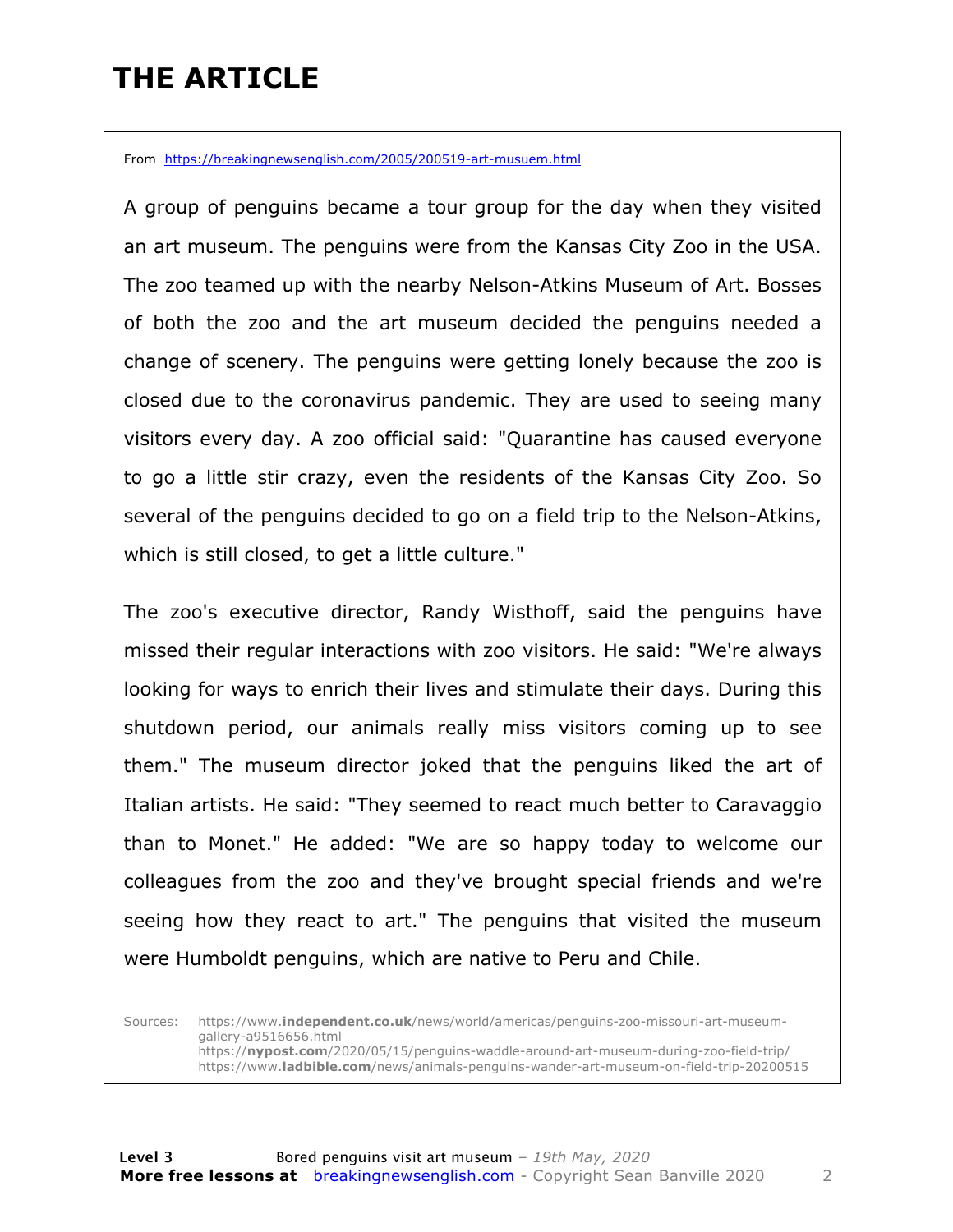# THE ARTICLE

From https://breakingnewsenglish.com/2005/200519-art-musuem.html

A group of penguins became a tour group for the day when they visited an art museum. The penguins were from the Kansas City Zoo in the USA. The zoo teamed up with the nearby Nelson-Atkins Museum of Art. Bosses of both the zoo and the art museum decided the penguins needed a change of scenery. The penguins were getting lonely because the zoo is closed due to the coronavirus pandemic. They are used to seeing many visitors every day. A zoo official said: "Quarantine has caused everyone to go a little stir crazy, even the residents of the Kansas City Zoo. So several of the penguins decided to go on a field trip to the Nelson-Atkins, which is still closed, to get a little culture."

The zoo's executive director, Randy Wisthoff, said the penguins have missed their regular interactions with zoo visitors. He said: "We're always looking for ways to enrich their lives and stimulate their days. During this shutdown period, our animals really miss visitors coming up to see them." The museum director joked that the penguins liked the art of Italian artists. He said: "They seemed to react much better to Caravaggio than to Monet." He added: "We are so happy today to welcome our colleagues from the zoo and they've brought special friends and we're seeing how they react to art." The penguins that visited the museum were Humboldt penguins, which are native to Peru and Chile.

Sources:
https://www.independent.co.uk/news/world/americas/penguins-zoo-missouri-art-museum-gallery-a9516656.html
https://nypost.com/2020/05/15/penguins-waddle-around-art-museum-during-zoo-field-trip/
https://www.ladbible.com/news/animals-penguins-wander-art-museum-on-field-trip-20200515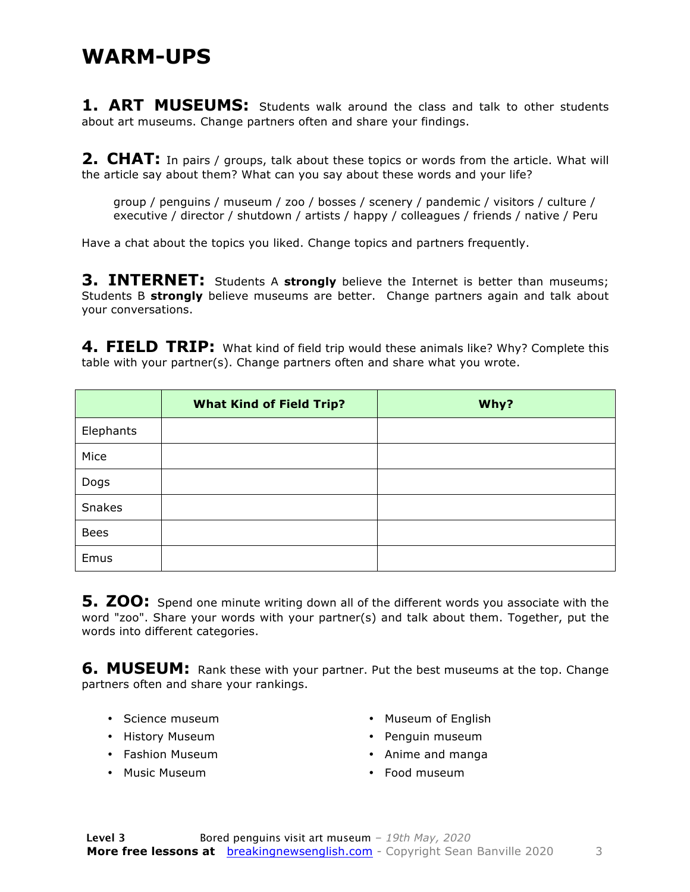# WARM-UPS

**1. ART MUSEUMS:** Students walk around the class and talk to other students about art museums. Change partners often and share your findings.

**2. CHAT:** In pairs / groups, talk about these topics or words from the article. What will the article say about them? What can you say about these words and your life?

> group / penguins / museum / zoo / bosses / scenery / pandemic / visitors / culture / executive / director / shutdown / artists / happy / colleagues / friends / native / Peru

Have a chat about the topics you liked. Change topics and partners frequently.

**3. INTERNET:** Students A **strongly** believe the Internet is better than museums; Students B **strongly** believe museums are better. Change partners again and talk about your conversations.

**4. FIELD TRIP:** What kind of field trip would these animals like? Why? Complete this table with your partner(s). Change partners often and share what you wrote.

| | **What Kind of Field Trip?** | **Why?** |
|---|---|---|
| Elephants | | |
| Mice | | |
| Dogs | | |
| Snakes | | |
| Bees | | |
| Emus | | |

**5. ZOO:** Spend one minute writing down all of the different words you associate with the word "zoo". Share your words with your partner(s) and talk about them. Together, put the words into different categories.

**6. MUSEUM:** Rank these with your partner. Put the best museums at the top. Change partners often and share your rankings.

- Science museum
- History Museum
- Fashion Museum
- Music Museum
- Museum of English
- Penguin museum
- Anime and manga
- Food museum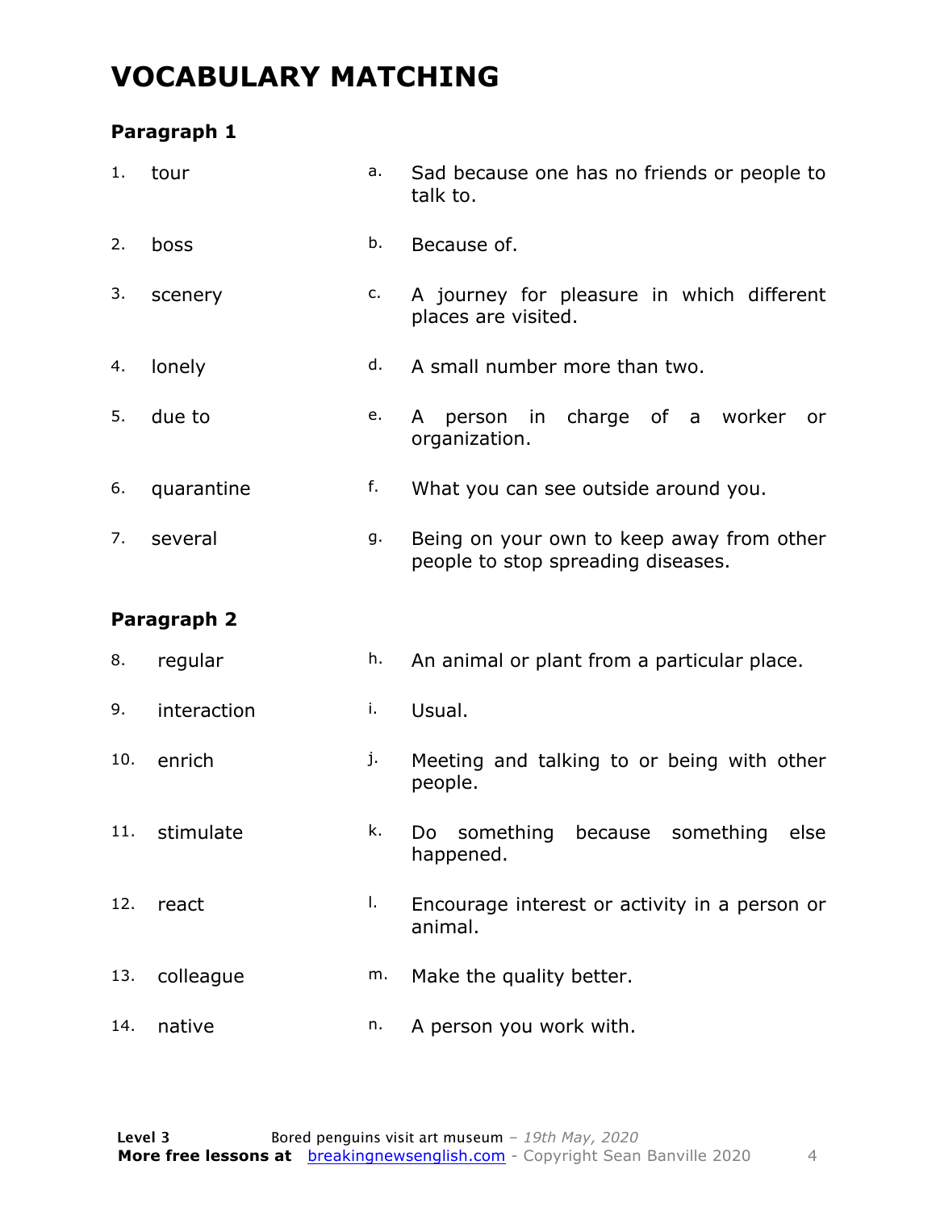# VOCABULARY MATCHING

### Paragraph 1

| | | | |
|---|---|---|---|
| 1. | tour | a. | Sad because one has no friends or people to talk to. |
| 2. | boss | b. | Because of. |
| 3. | scenery | c. | A journey for pleasure in which different places are visited. |
| 4. | lonely | d. | A small number more than two. |
| 5. | due to | e. | A person in charge of a worker or organization. |
| 6. | quarantine | f. | What you can see outside around you. |
| 7. | several | g. | Being on your own to keep away from other people to stop spreading diseases. |

### Paragraph 2

| | | | |
|---|---|---|---|
| 8. | regular | h. | An animal or plant from a particular place. |
| 9. | interaction | i. | Usual. |
| 10. | enrich | j. | Meeting and talking to or being with other people. |
| 11. | stimulate | k. | Do something because something else happened. |
| 12. | react | l. | Encourage interest or activity in a person or animal. |
| 13. | colleague | m. | Make the quality better. |
| 14. | native | n. | A person you work with. |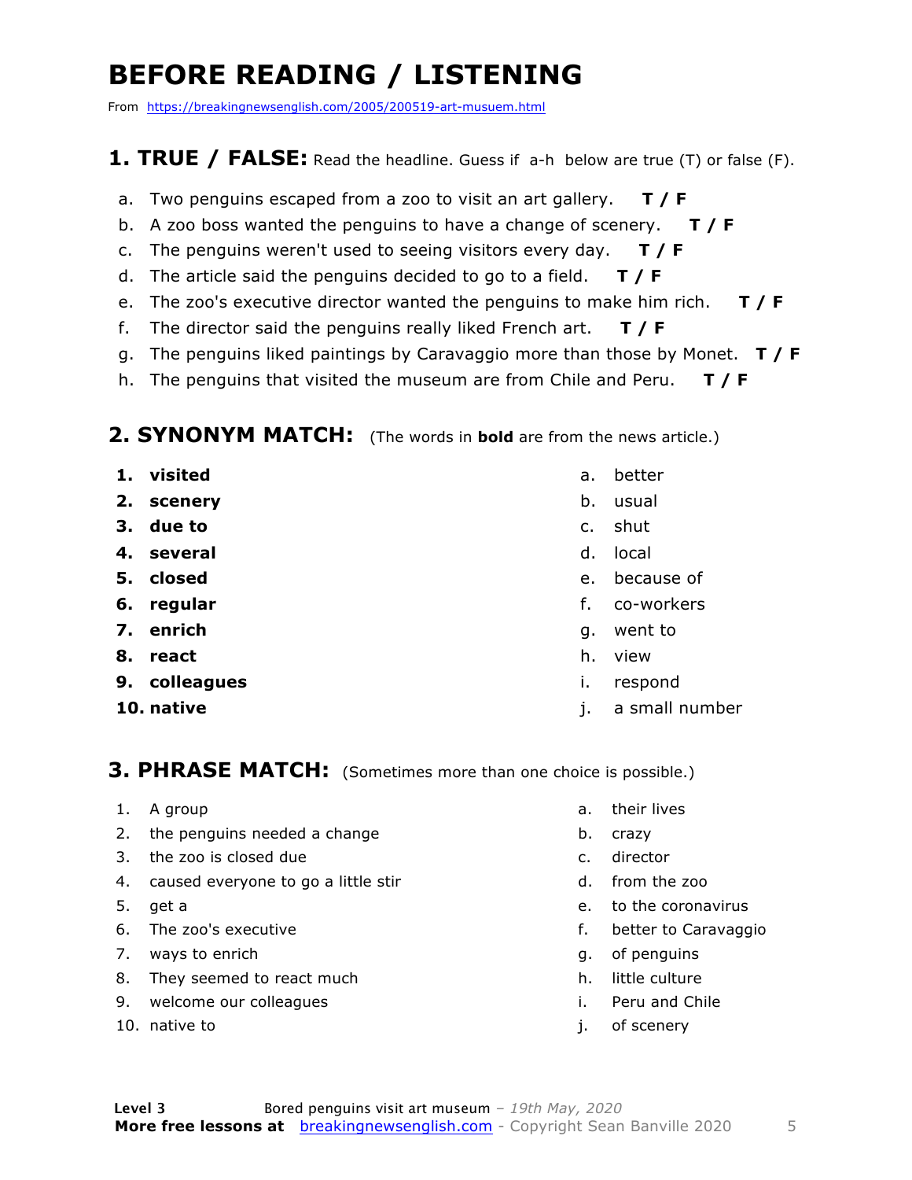# BEFORE READING / LISTENING

From https://breakingnewsenglish.com/2005/200519-art-musuem.html

## 1. TRUE / FALSE: Read the headline. Guess if a-h below are true (T) or false (F).

a. Two penguins escaped from a zoo to visit an art gallery. **T / F**
b. A zoo boss wanted the penguins to have a change of scenery. **T / F**
c. The penguins weren't used to seeing visitors every day. **T / F**
d. The article said the penguins decided to go to a field. **T / F**
e. The zoo's executive director wanted the penguins to make him rich. **T / F**
f. The director said the penguins really liked French art. **T / F**
g. The penguins liked paintings by Caravaggio more than those by Monet. **T / F**
h. The penguins that visited the museum are from Chile and Peru. **T / F**

## 2. SYNONYM MATCH: (The words in **bold** are from the news article.)

1. **visited**
2. **scenery**
3. **due to**
4. **several**
5. **closed**
6. **regular**
7. **enrich**
8. **react**
9. **colleagues**
10. **native**

a. better
b. usual
c. shut
d. local
e. because of
f. co-workers
g. went to
h. view
i. respond
j. a small number

## 3. PHRASE MATCH: (Sometimes more than one choice is possible.)

1. A group
2. the penguins needed a change
3. the zoo is closed due
4. caused everyone to go a little stir
5. get a
6. The zoo's executive
7. ways to enrich
8. They seemed to react much
9. welcome our colleagues
10. native to

a. their lives
b. crazy
c. director
d. from the zoo
e. to the coronavirus
f. better to Caravaggio
g. of penguins
h. little culture
i. Peru and Chile
j. of scenery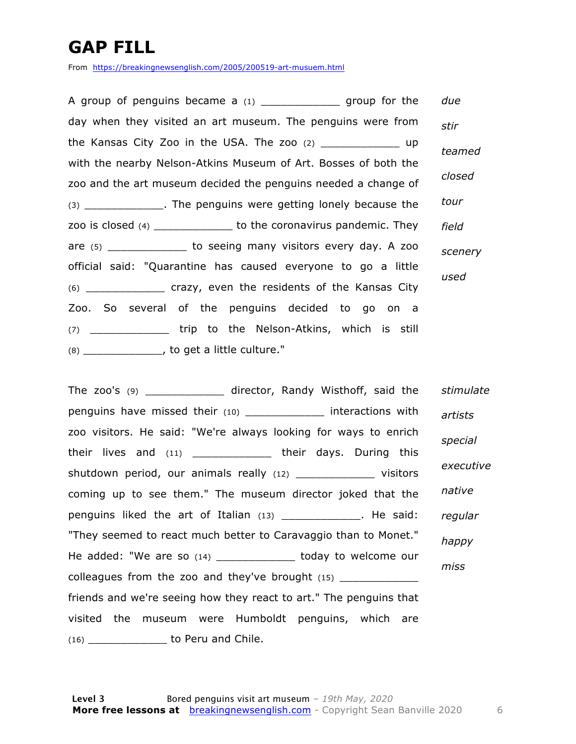# GAP FILL

From https://breakingnewsenglish.com/2005/200519-art-musuem.html

A group of penguins became a (1) ____________ group for the day when they visited an art museum. The penguins were from the Kansas City Zoo in the USA. The zoo (2) ____________ up with the nearby Nelson-Atkins Museum of Art. Bosses of both the zoo and the art museum decided the penguins needed a change of (3) ____________. The penguins were getting lonely because the zoo is closed (4) ____________ to the coronavirus pandemic. They are (5) ____________ to seeing many visitors every day. A zoo official said: "Quarantine has caused everyone to go a little (6) ____________ crazy, even the residents of the Kansas City Zoo. So several of the penguins decided to go on a (7) ____________ trip to the Nelson-Atkins, which is still (8) ____________, to get a little culture."

*due*
*stir*
*teamed*
*closed*
*tour*
*field*
*scenery*
*used*

The zoo's (9) ____________ director, Randy Wisthoff, said the penguins have missed their (10) ____________ interactions with zoo visitors. He said: "We're always looking for ways to enrich their lives and (11) ____________ their days. During this shutdown period, our animals really (12) ____________ visitors coming up to see them." The museum director joked that the penguins liked the art of Italian (13) ____________. He said: "They seemed to react much better to Caravaggio than to Monet." He added: "We are so (14) ____________ today to welcome our colleagues from the zoo and they've brought (15) ____________ friends and we're seeing how they react to art." The penguins that visited the museum were Humboldt penguins, which are (16) ____________ to Peru and Chile.

*stimulate*
*artists*
*special*
*executive*
*native*
*regular*
*happy*
*miss*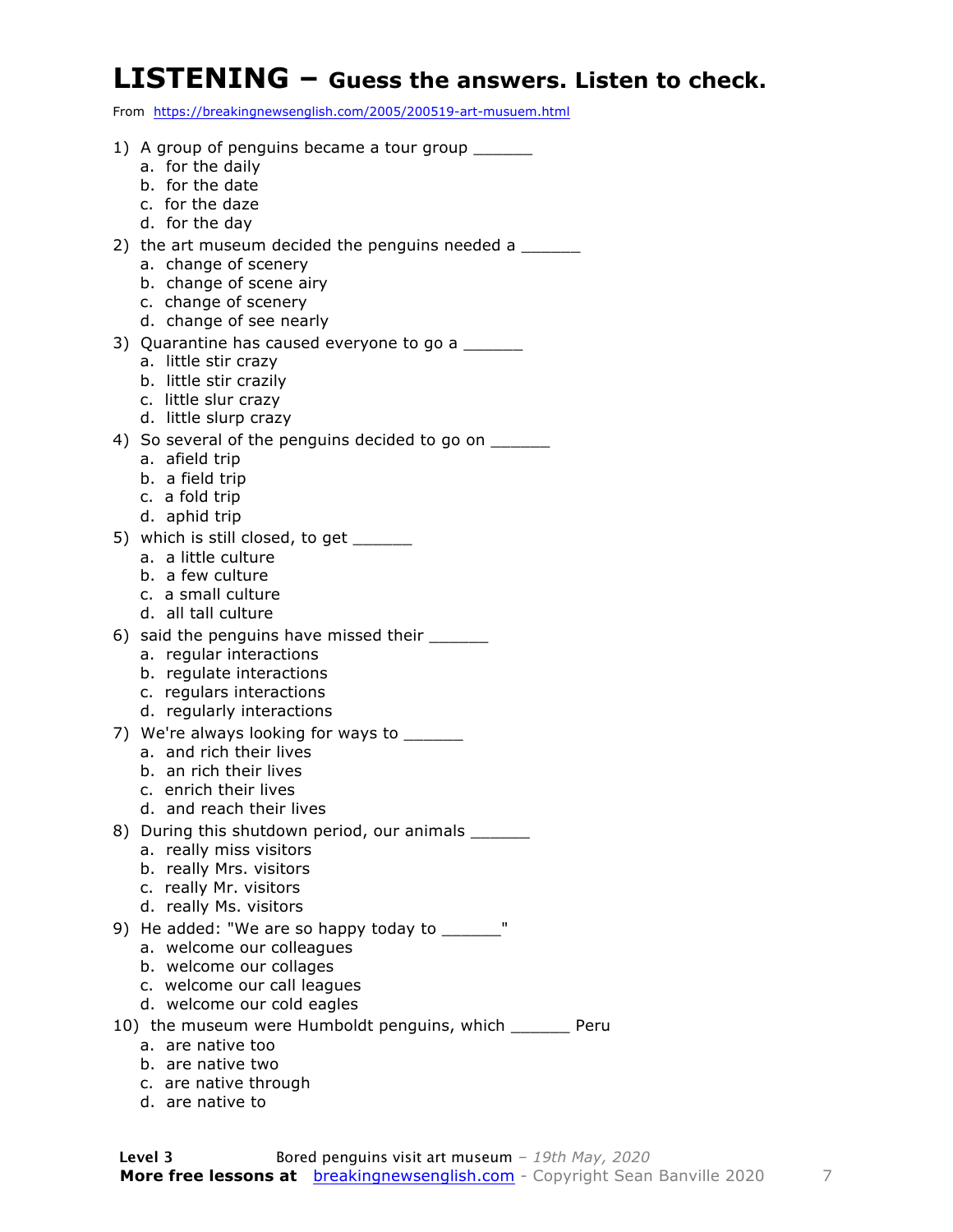# LISTENING – Guess the answers. Listen to check.

From https://breakingnewsenglish.com/2005/200519-art-musuem.html

1) A group of penguins became a tour group ______
   a. for the daily
   b. for the date
   c. for the daze
   d. for the day
2) the art museum decided the penguins needed a ______
   a. change of scenery
   b. change of scene airy
   c. change of scenery
   d. change of see nearly
3) Quarantine has caused everyone to go a ______
   a. little stir crazy
   b. little stir crazily
   c. little slur crazy
   d. little slurp crazy
4) So several of the penguins decided to go on ______
   a. afield trip
   b. a field trip
   c. a fold trip
   d. aphid trip
5) which is still closed, to get ______
   a. a little culture
   b. a few culture
   c. a small culture
   d. all tall culture
6) said the penguins have missed their ______
   a. regular interactions
   b. regulate interactions
   c. regulars interactions
   d. regularly interactions
7) We're always looking for ways to ______
   a. and rich their lives
   b. an rich their lives
   c. enrich their lives
   d. and reach their lives
8) During this shutdown period, our animals ______
   a. really miss visitors
   b. really Mrs. visitors
   c. really Mr. visitors
   d. really Ms. visitors
9) He added: "We are so happy today to ______"
   a. welcome our colleagues
   b. welcome our collages
   c. welcome our call leagues
   d. welcome our cold eagles
10) the museum were Humboldt penguins, which ______ Peru
   a. are native too
   b. are native two
   c. are native through
   d. are native to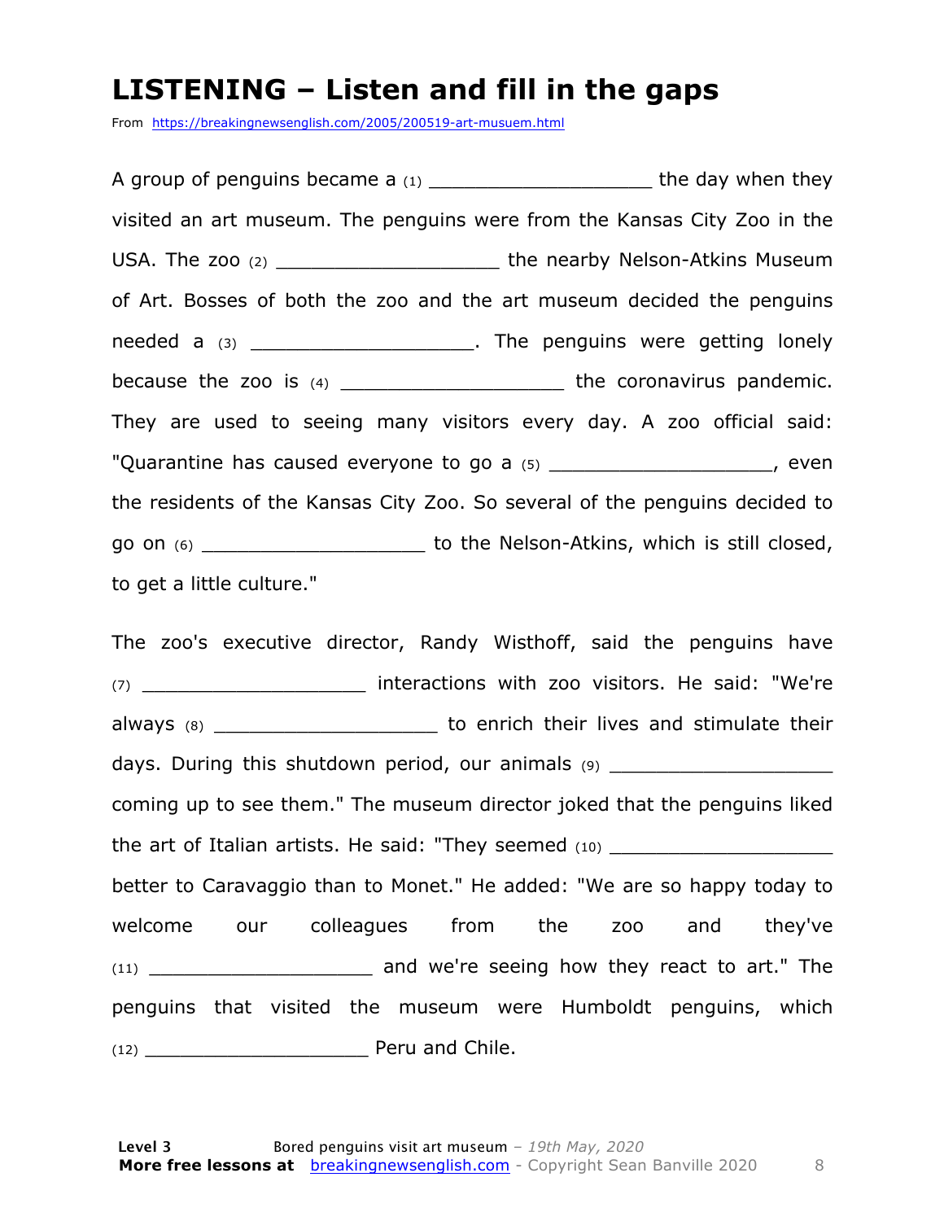# LISTENING – Listen and fill in the gaps

From https://breakingnewsenglish.com/2005/200519-art-musuem.html

A group of penguins became a (1) ___________________ the day when they visited an art museum. The penguins were from the Kansas City Zoo in the USA. The zoo (2) ___________________ the nearby Nelson-Atkins Museum of Art. Bosses of both the zoo and the art museum decided the penguins needed a (3) ___________________. The penguins were getting lonely because the zoo is (4) ___________________ the coronavirus pandemic. They are used to seeing many visitors every day. A zoo official said: "Quarantine has caused everyone to go a (5) ___________________, even the residents of the Kansas City Zoo. So several of the penguins decided to go on (6) ___________________ to the Nelson-Atkins, which is still closed, to get a little culture."

The zoo's executive director, Randy Wisthoff, said the penguins have (7) ___________________ interactions with zoo visitors. He said: "We're always (8) ___________________ to enrich their lives and stimulate their days. During this shutdown period, our animals (9) ___________________ coming up to see them." The museum director joked that the penguins liked the art of Italian artists. He said: "They seemed (10) ___________________ better to Caravaggio than to Monet." He added: "We are so happy today to welcome our colleagues from the zoo and they've (11) ___________________ and we're seeing how they react to art." The penguins that visited the museum were Humboldt penguins, which (12) ___________________ Peru and Chile.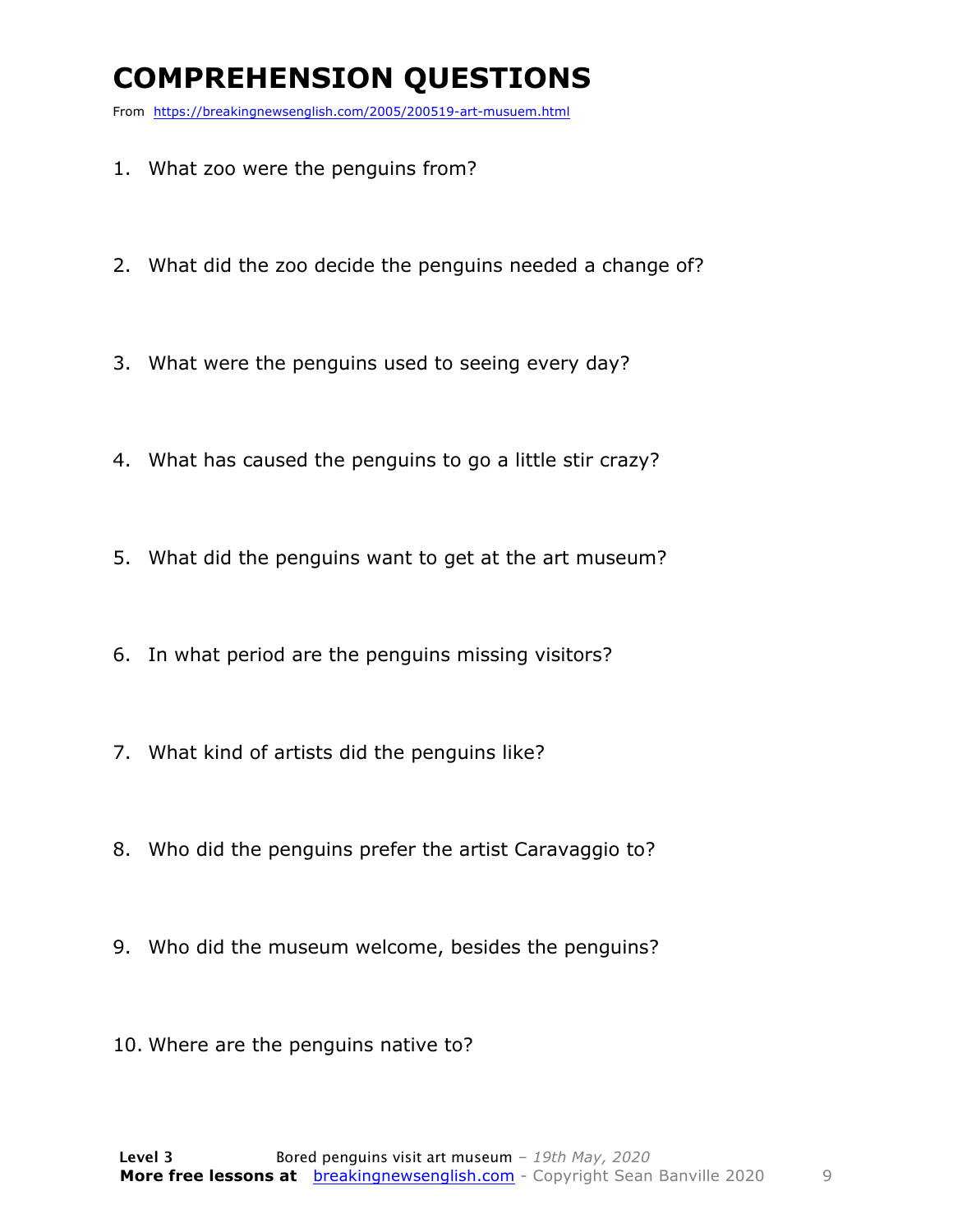# COMPREHENSION QUESTIONS

From https://breakingnewsenglish.com/2005/200519-art-musuem.html

1. What zoo were the penguins from?

2. What did the zoo decide the penguins needed a change of?

3. What were the penguins used to seeing every day?

4. What has caused the penguins to go a little stir crazy?

5. What did the penguins want to get at the art museum?

6. In what period are the penguins missing visitors?

7. What kind of artists did the penguins like?

8. Who did the penguins prefer the artist Caravaggio to?

9. Who did the museum welcome, besides the penguins?

10. Where are the penguins native to?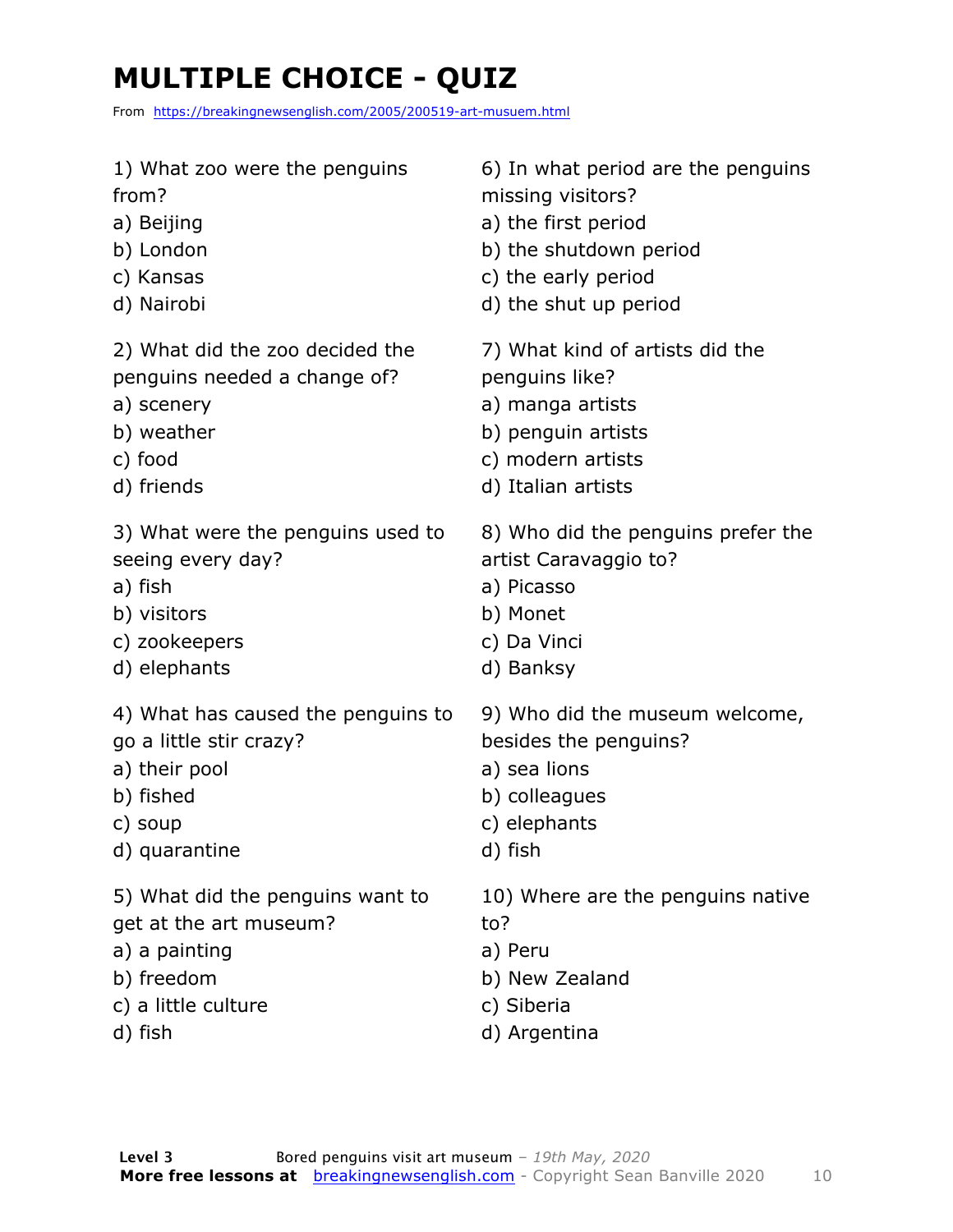# MULTIPLE CHOICE - QUIZ

From https://breakingnewsenglish.com/2005/200519-art-musuem.html

1) What zoo were the penguins from?
a) Beijing
b) London
c) Kansas
d) Nairobi

2) What did the zoo decided the penguins needed a change of?
a) scenery
b) weather
c) food
d) friends

3) What were the penguins used to seeing every day?
a) fish
b) visitors
c) zookeepers
d) elephants

4) What has caused the penguins to go a little stir crazy?
a) their pool
b) fished
c) soup
d) quarantine

5) What did the penguins want to get at the art museum?
a) a painting
b) freedom
c) a little culture
d) fish

6) In what period are the penguins missing visitors?
a) the first period
b) the shutdown period
c) the early period
d) the shut up period

7) What kind of artists did the penguins like?
a) manga artists
b) penguin artists
c) modern artists
d) Italian artists

8) Who did the penguins prefer the artist Caravaggio to?
a) Picasso
b) Monet
c) Da Vinci
d) Banksy

9) Who did the museum welcome, besides the penguins?
a) sea lions
b) colleagues
c) elephants
d) fish

10) Where are the penguins native to?
a) Peru
b) New Zealand
c) Siberia
d) Argentina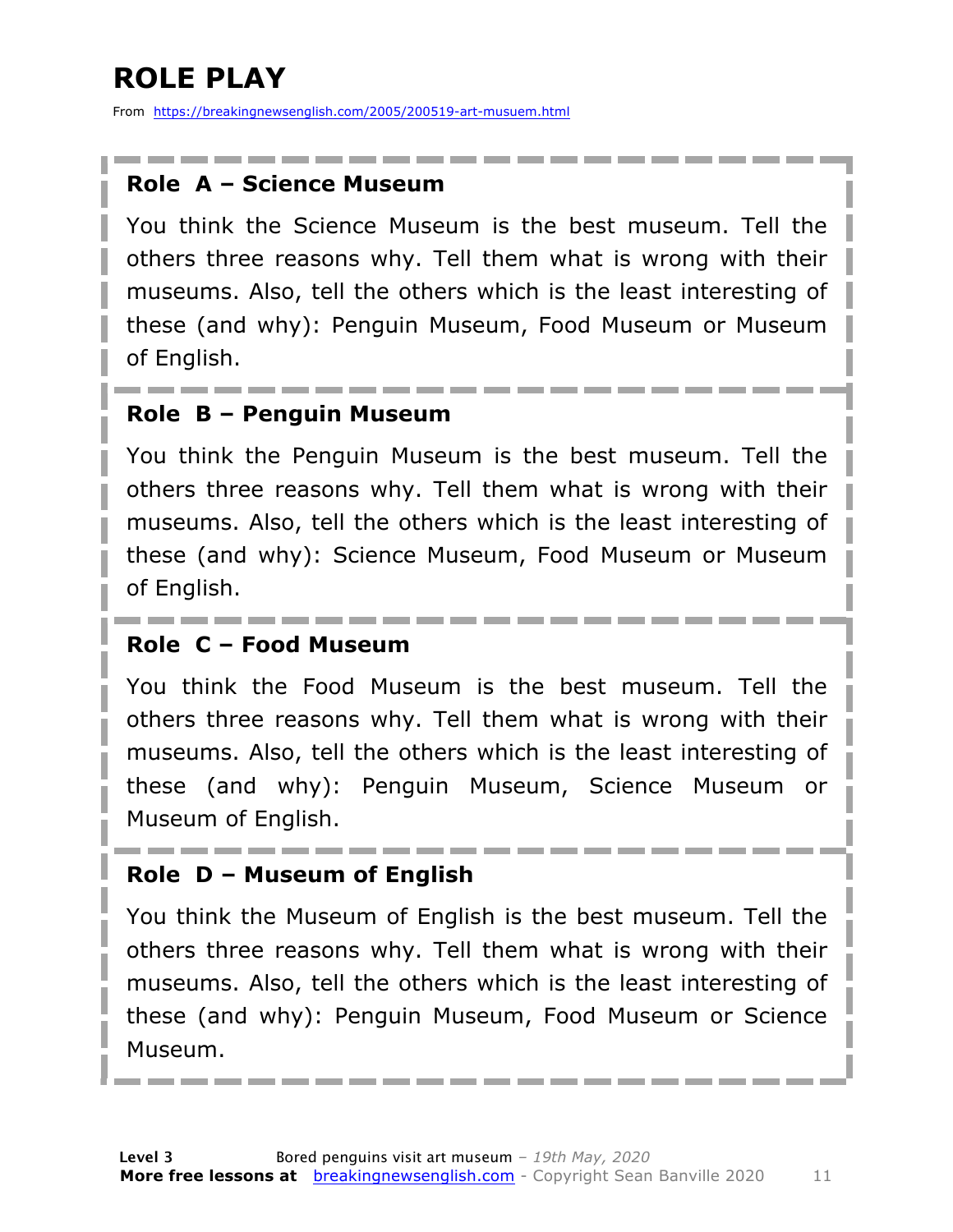# ROLE PLAY

From https://breakingnewsenglish.com/2005/200519-art-musuem.html

### Role A – Science Museum

You think the Science Museum is the best museum. Tell the others three reasons why. Tell them what is wrong with their museums. Also, tell the others which is the least interesting of these (and why): Penguin Museum, Food Museum or Museum of English.

### Role B – Penguin Museum

You think the Penguin Museum is the best museum. Tell the others three reasons why. Tell them what is wrong with their museums. Also, tell the others which is the least interesting of these (and why): Science Museum, Food Museum or Museum of English.

### Role C – Food Museum

You think the Food Museum is the best museum. Tell the others three reasons why. Tell them what is wrong with their museums. Also, tell the others which is the least interesting of these (and why): Penguin Museum, Science Museum or Museum of English.

### Role D – Museum of English

You think the Museum of English is the best museum. Tell the others three reasons why. Tell them what is wrong with their museums. Also, tell the others which is the least interesting of these (and why): Penguin Museum, Food Museum or Science Museum.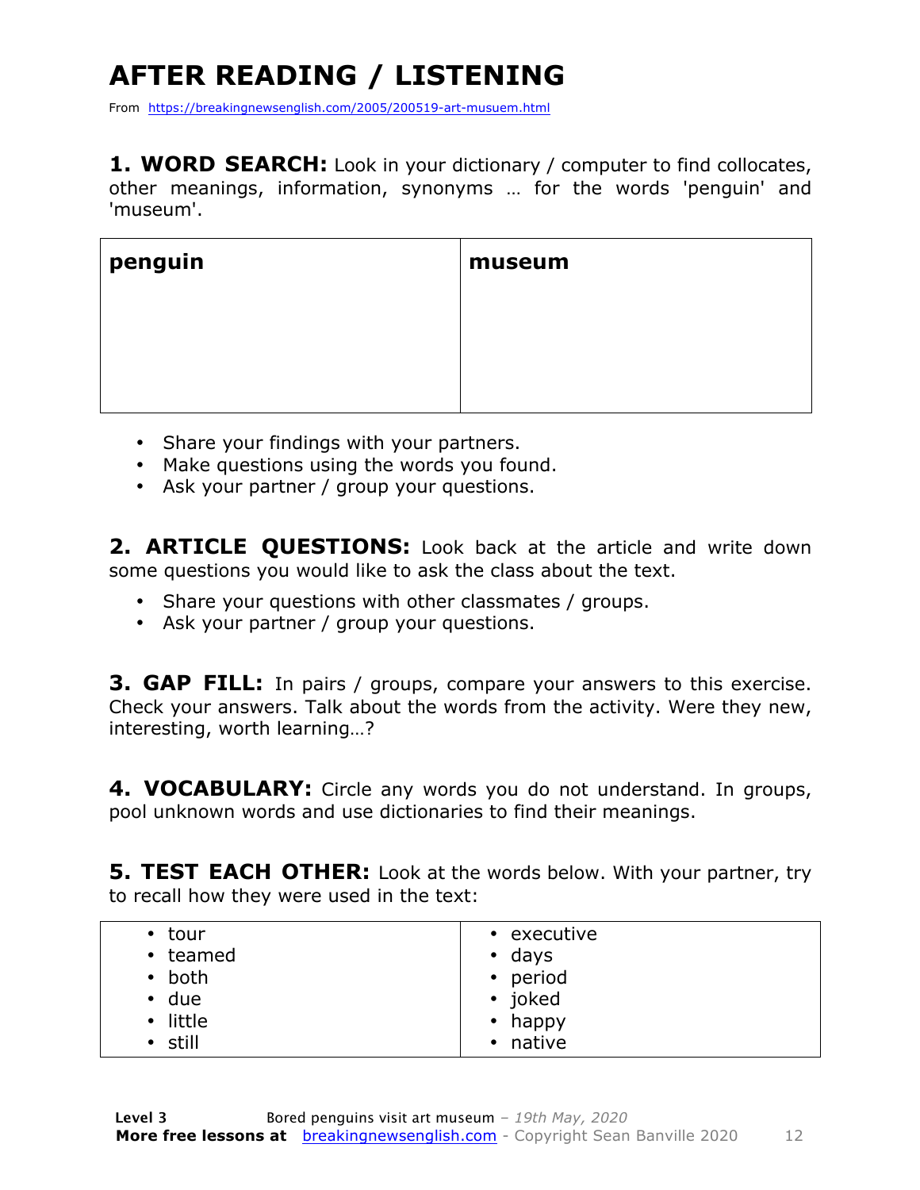# AFTER READING / LISTENING

From https://breakingnewsenglish.com/2005/200519-art-musuem.html

**1. WORD SEARCH:** Look in your dictionary / computer to find collocates, other meanings, information, synonyms … for the words 'penguin' and 'museum'.

| **penguin** | **museum** |
|---|---|
| | |

- Share your findings with your partners.
- Make questions using the words you found.
- Ask your partner / group your questions.

**2. ARTICLE QUESTIONS:** Look back at the article and write down some questions you would like to ask the class about the text.

- Share your questions with other classmates / groups.
- Ask your partner / group your questions.

**3. GAP FILL:** In pairs / groups, compare your answers to this exercise. Check your answers. Talk about the words from the activity. Were they new, interesting, worth learning…?

**4. VOCABULARY:** Circle any words you do not understand. In groups, pool unknown words and use dictionaries to find their meanings.

**5. TEST EACH OTHER:** Look at the words below. With your partner, try to recall how they were used in the text:

| | |
|---|---|
| • tour<br>• teamed<br>• both<br>• due<br>• little<br>• still | • executive<br>• days<br>• period<br>• joked<br>• happy<br>• native |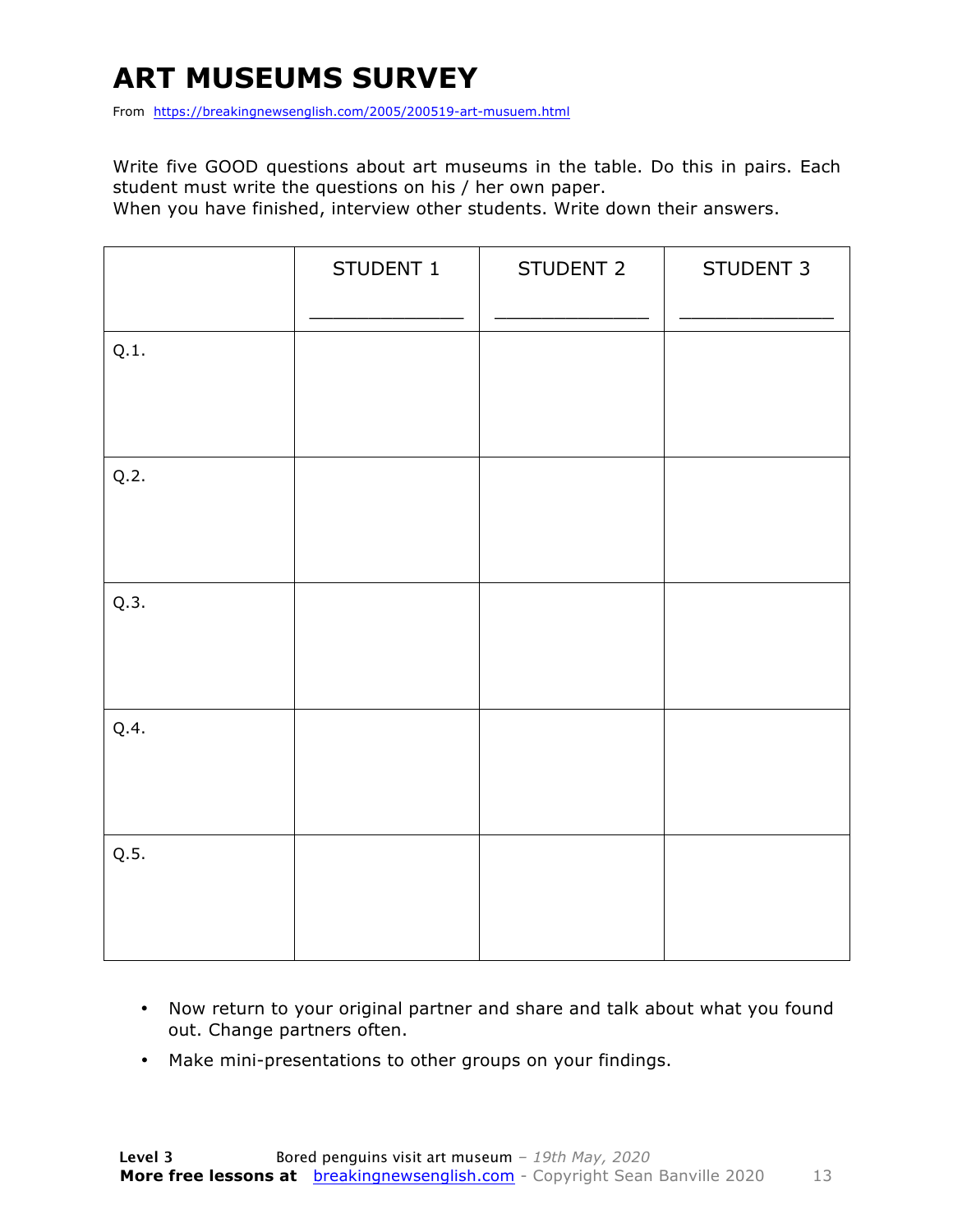# ART MUSEUMS SURVEY

From https://breakingnewsenglish.com/2005/200519-art-musuem.html

Write five GOOD questions about art museums in the table. Do this in pairs. Each student must write the questions on his / her own paper.
When you have finished, interview other students. Write down their answers.

| | STUDENT 1<br>_____________ | STUDENT 2<br>_____________ | STUDENT 3<br>_____________ |
|---|---|---|---|
| Q.1. | | | |
| Q.2. | | | |
| Q.3. | | | |
| Q.4. | | | |
| Q.5. | | | |

- Now return to your original partner and share and talk about what you found out. Change partners often.
- Make mini-presentations to other groups on your findings.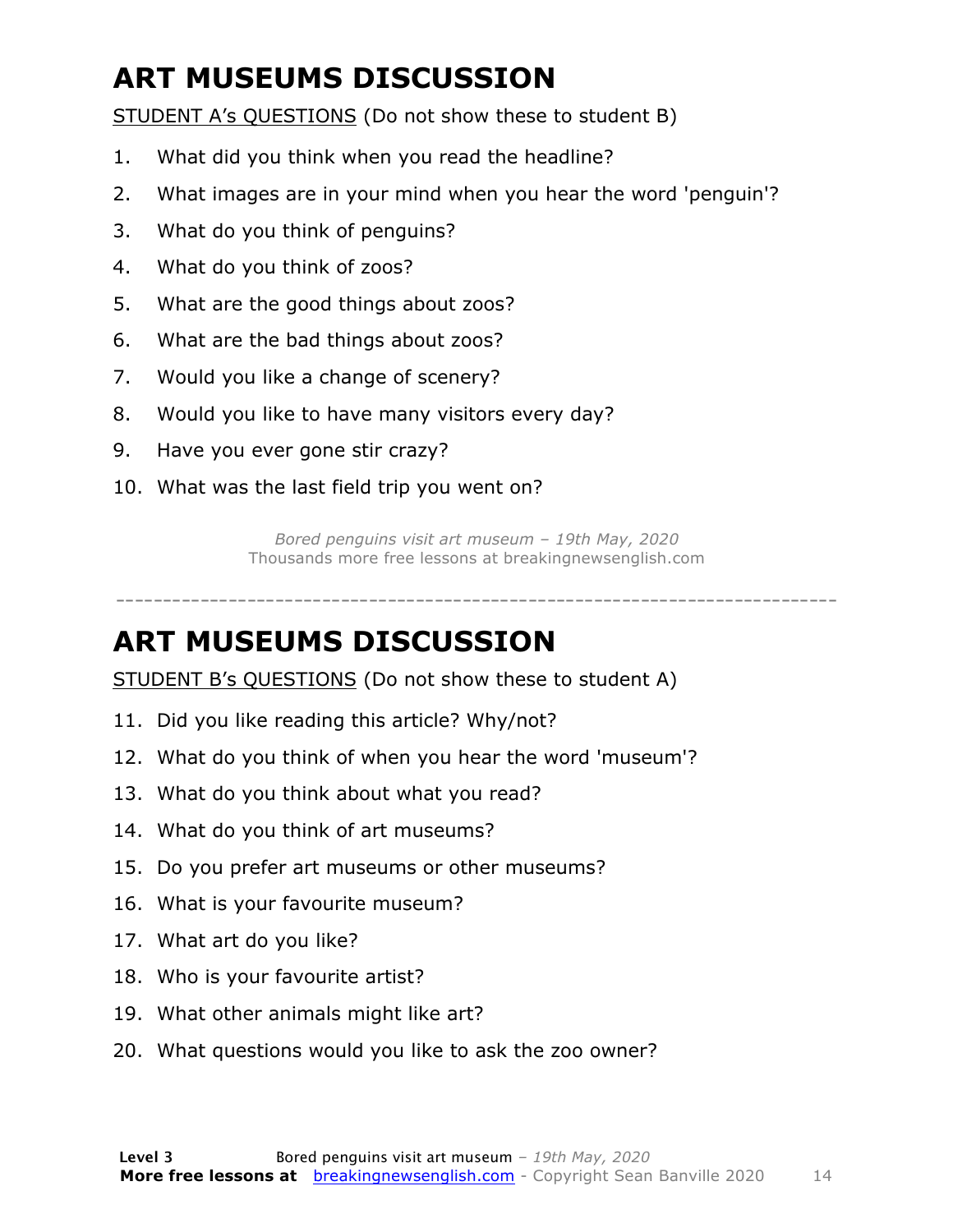# ART MUSEUMS DISCUSSION

STUDENT A's QUESTIONS (Do not show these to student B)

1. What did you think when you read the headline?
2. What images are in your mind when you hear the word 'penguin'?
3. What do you think of penguins?
4. What do you think of zoos?
5. What are the good things about zoos?
6. What are the bad things about zoos?
7. Would you like a change of scenery?
8. Would you like to have many visitors every day?
9. Have you ever gone stir crazy?
10. What was the last field trip you went on?

*Bored penguins visit art museum – 19th May, 2020*
Thousands more free lessons at breakingnewsenglish.com

---

# ART MUSEUMS DISCUSSION

STUDENT B's QUESTIONS (Do not show these to student A)

11. Did you like reading this article? Why/not?
12. What do you think of when you hear the word 'museum'?
13. What do you think about what you read?
14. What do you think of art museums?
15. Do you prefer art museums or other museums?
16. What is your favourite museum?
17. What art do you like?
18. Who is your favourite artist?
19. What other animals might like art?
20. What questions would you like to ask the zoo owner?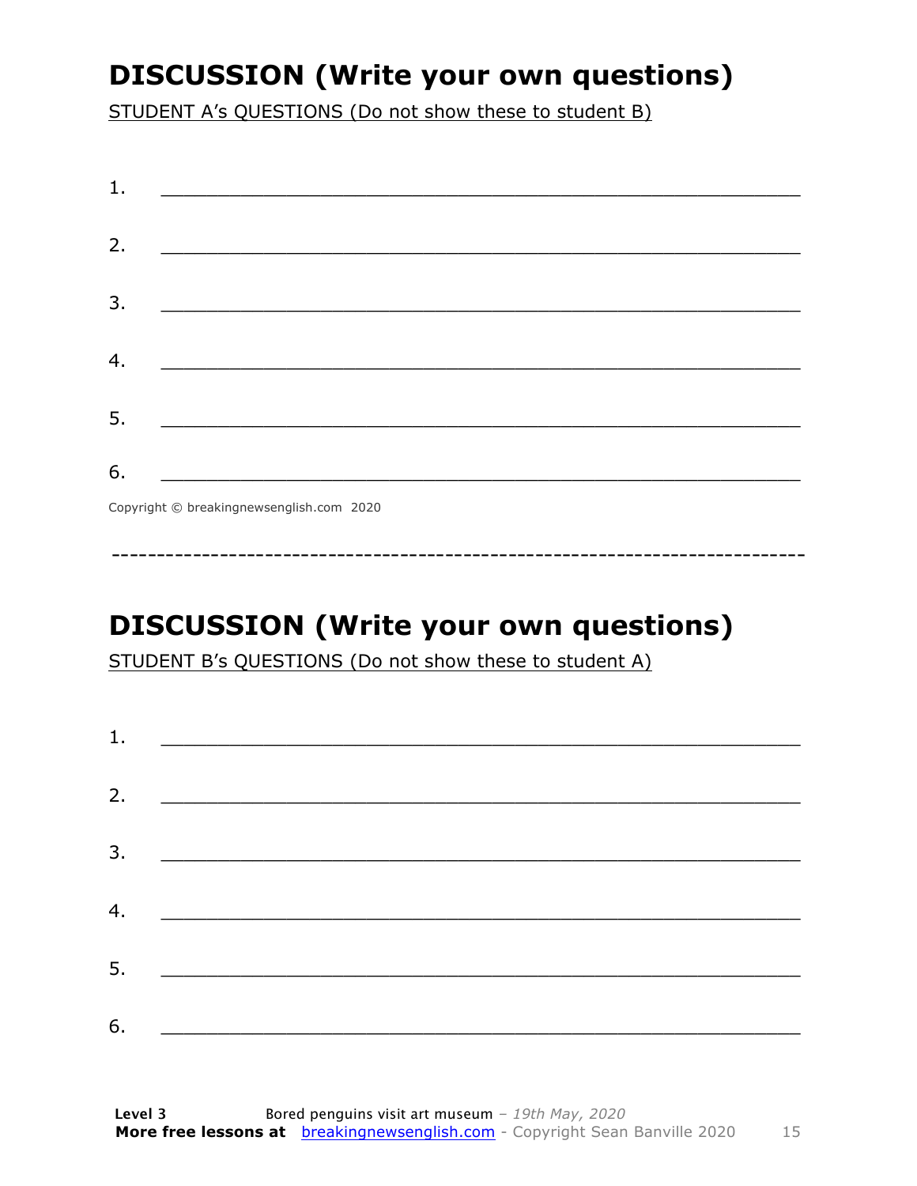# DISCUSSION (Write your own questions)

STUDENT A's QUESTIONS (Do not show these to student B)

1. ___________________________________________________________

2. ___________________________________________________________

3. ___________________________________________________________

4. ___________________________________________________________

5. ___________________________________________________________

6. ___________________________________________________________

Copyright © breakingnewsenglish.com 2020

---------------------------------------------------------------------------

# DISCUSSION (Write your own questions)

STUDENT B's QUESTIONS (Do not show these to student A)

1. ___________________________________________________________

2. ___________________________________________________________

3. ___________________________________________________________

4. ___________________________________________________________

5. ___________________________________________________________

6. ___________________________________________________________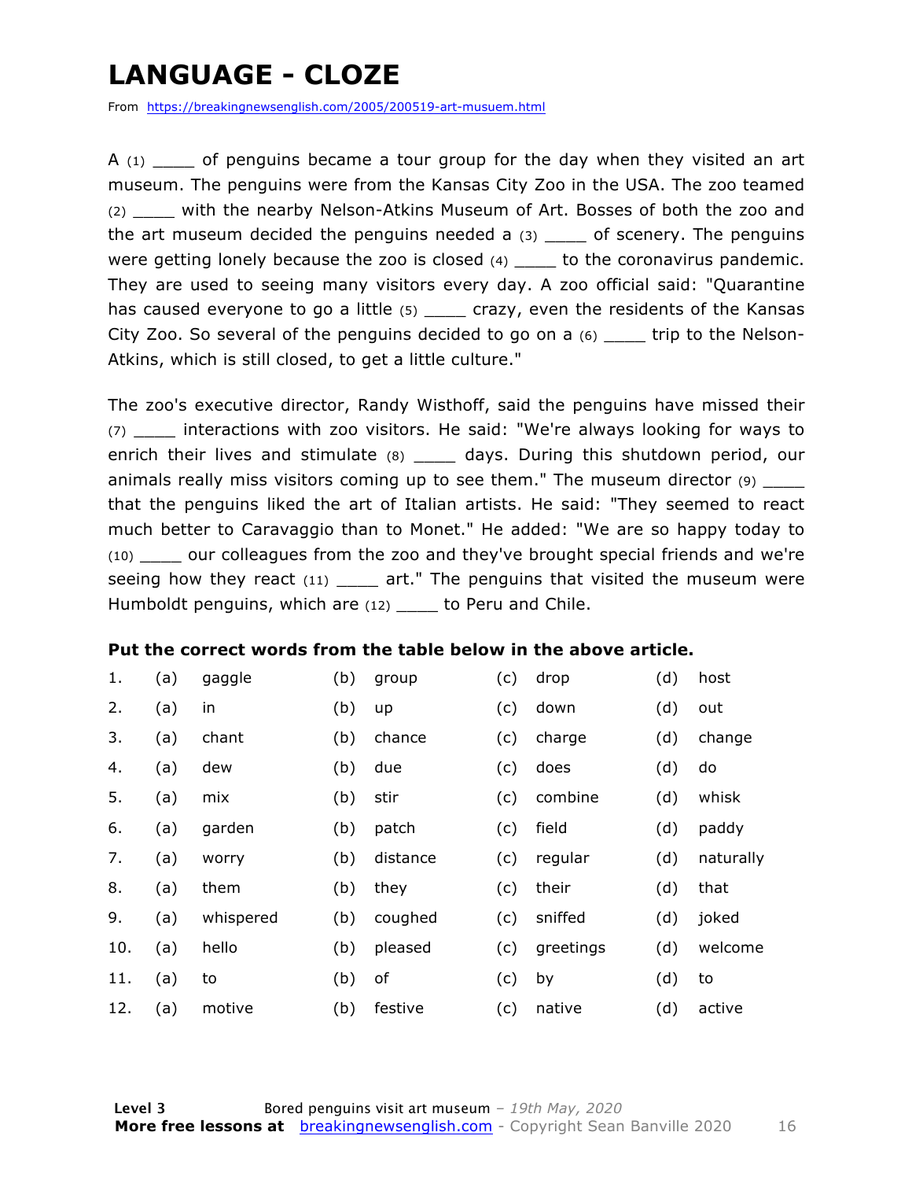# LANGUAGE - CLOZE

From https://breakingnewsenglish.com/2005/200519-art-musuem.html

A (1) ____ of penguins became a tour group for the day when they visited an art museum. The penguins were from the Kansas City Zoo in the USA. The zoo teamed (2) ____ with the nearby Nelson-Atkins Museum of Art. Bosses of both the zoo and the art museum decided the penguins needed a (3) ____ of scenery. The penguins were getting lonely because the zoo is closed (4) ____ to the coronavirus pandemic. They are used to seeing many visitors every day. A zoo official said: "Quarantine has caused everyone to go a little (5) ____ crazy, even the residents of the Kansas City Zoo. So several of the penguins decided to go on a (6) ____ trip to the Nelson-Atkins, which is still closed, to get a little culture."

The zoo's executive director, Randy Wisthoff, said the penguins have missed their (7) ____ interactions with zoo visitors. He said: "We're always looking for ways to enrich their lives and stimulate (8) ____ days. During this shutdown period, our animals really miss visitors coming up to see them." The museum director (9) ____ that the penguins liked the art of Italian artists. He said: "They seemed to react much better to Caravaggio than to Monet." He added: "We are so happy today to (10) ____ our colleagues from the zoo and they've brought special friends and we're seeing how they react (11) ____ art." The penguins that visited the museum were Humboldt penguins, which are (12) ____ to Peru and Chile.

**Put the correct words from the table below in the above article.**

| | | | | | | | | |
|---|---|---|---|---|---|---|---|---|
| 1. | (a) | gaggle | (b) | group | (c) | drop | (d) | host |
| 2. | (a) | in | (b) | up | (c) | down | (d) | out |
| 3. | (a) | chant | (b) | chance | (c) | charge | (d) | change |
| 4. | (a) | dew | (b) | due | (c) | does | (d) | do |
| 5. | (a) | mix | (b) | stir | (c) | combine | (d) | whisk |
| 6. | (a) | garden | (b) | patch | (c) | field | (d) | paddy |
| 7. | (a) | worry | (b) | distance | (c) | regular | (d) | naturally |
| 8. | (a) | them | (b) | they | (c) | their | (d) | that |
| 9. | (a) | whispered | (b) | coughed | (c) | sniffed | (d) | joked |
| 10. | (a) | hello | (b) | pleased | (c) | greetings | (d) | welcome |
| 11. | (a) | to | (b) | of | (c) | by | (d) | to |
| 12. | (a) | motive | (b) | festive | (c) | native | (d) | active |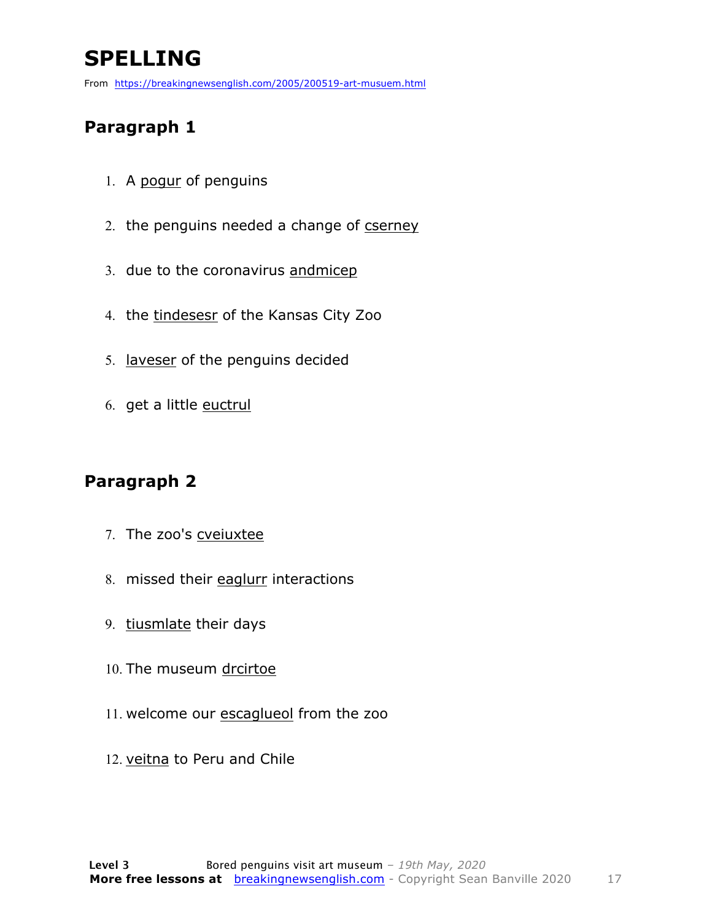# SPELLING

From https://breakingnewsenglish.com/2005/200519-art-musuem.html

## Paragraph 1

1. A pogur of penguins
2. the penguins needed a change of cserney
3. due to the coronavirus andmicep
4. the tindesesr of the Kansas City Zoo
5. laveser of the penguins decided
6. get a little euctrul

## Paragraph 2

7. The zoo's cveiuxtee
8. missed their eaglurr interactions
9. tiusmlate their days
10. The museum drcirtoe
11. welcome our escaglueol from the zoo
12. veitna to Peru and Chile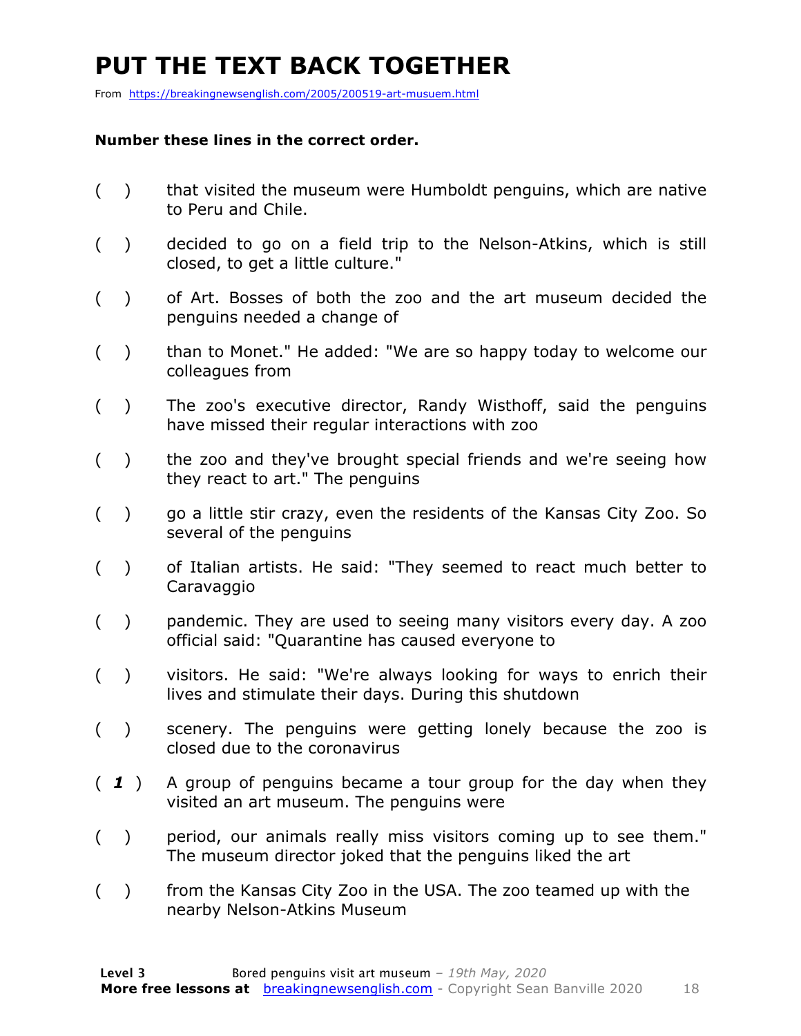# PUT THE TEXT BACK TOGETHER

From https://breakingnewsenglish.com/2005/200519-art-musuem.html

**Number these lines in the correct order.**

( ) that visited the museum were Humboldt penguins, which are native to Peru and Chile.

( ) decided to go on a field trip to the Nelson-Atkins, which is still closed, to get a little culture."

( ) of Art. Bosses of both the zoo and the art museum decided the penguins needed a change of

( ) than to Monet." He added: "We are so happy today to welcome our colleagues from

( ) The zoo's executive director, Randy Wisthoff, said the penguins have missed their regular interactions with zoo

( ) the zoo and they've brought special friends and we're seeing how they react to art." The penguins

( ) go a little stir crazy, even the residents of the Kansas City Zoo. So several of the penguins

( ) of Italian artists. He said: "They seemed to react much better to Caravaggio

( ) pandemic. They are used to seeing many visitors every day. A zoo official said: "Quarantine has caused everyone to

( ) visitors. He said: "We're always looking for ways to enrich their lives and stimulate their days. During this shutdown

( ) scenery. The penguins were getting lonely because the zoo is closed due to the coronavirus

( ***1*** ) A group of penguins became a tour group for the day when they visited an art museum. The penguins were

( ) period, our animals really miss visitors coming up to see them." The museum director joked that the penguins liked the art

( ) from the Kansas City Zoo in the USA. The zoo teamed up with the nearby Nelson-Atkins Museum

**Level 3** Bored penguins visit art museum – *19th May, 2020*
**More free lessons at** breakingnewsenglish.com - Copyright Sean Banville 2020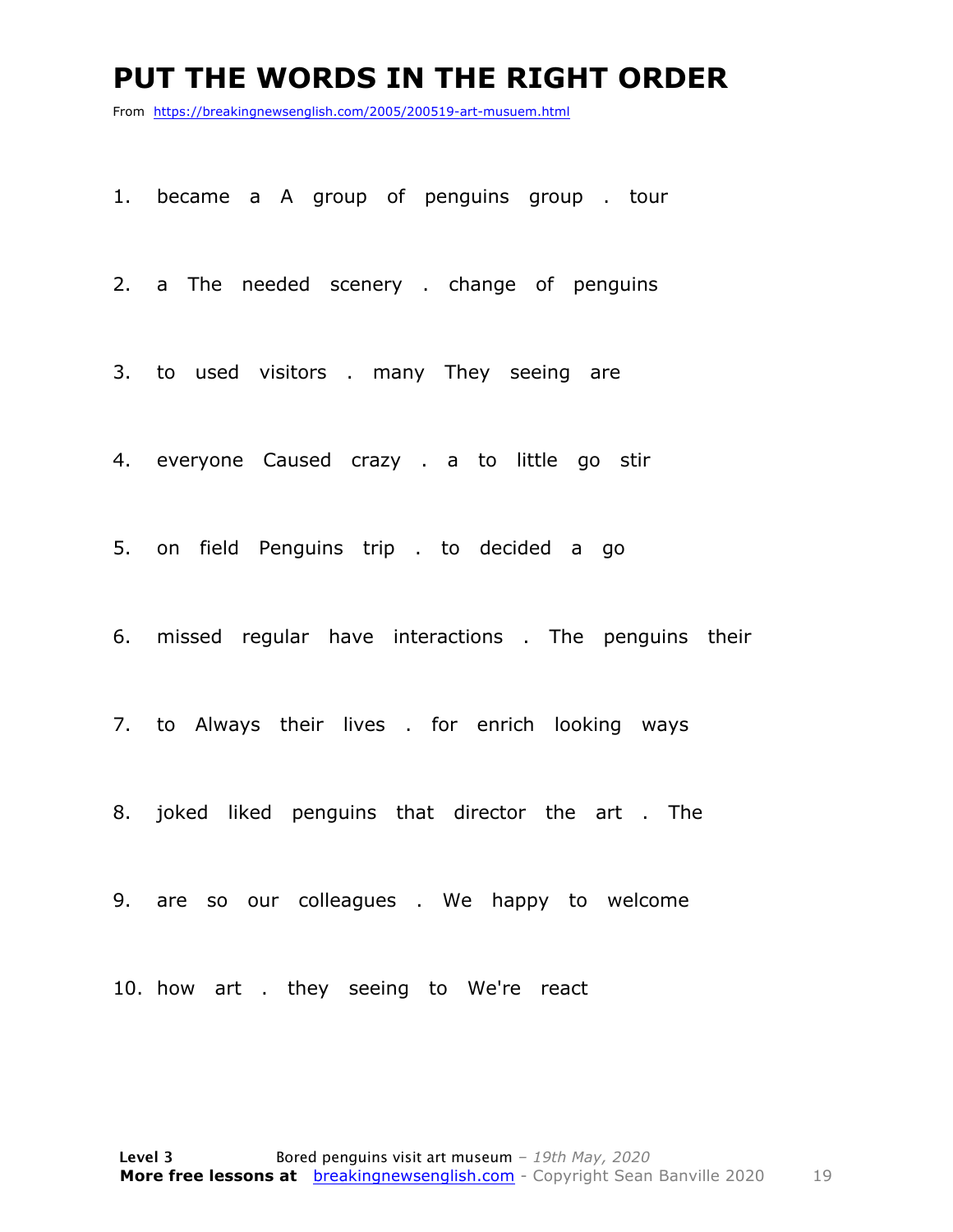# PUT THE WORDS IN THE RIGHT ORDER

From https://breakingnewsenglish.com/2005/200519-art-musuem.html

1. became a A group of penguins group . tour

2. a The needed scenery . change of penguins

3. to used visitors . many They seeing are

4. everyone Caused crazy . a to little go stir

5. on field Penguins trip . to decided a go

6. missed regular have interactions . The penguins their

7. to Always their lives . for enrich looking ways

8. joked liked penguins that director the art . The

9. are so our colleagues . We happy to welcome

10. how art . they seeing to We're react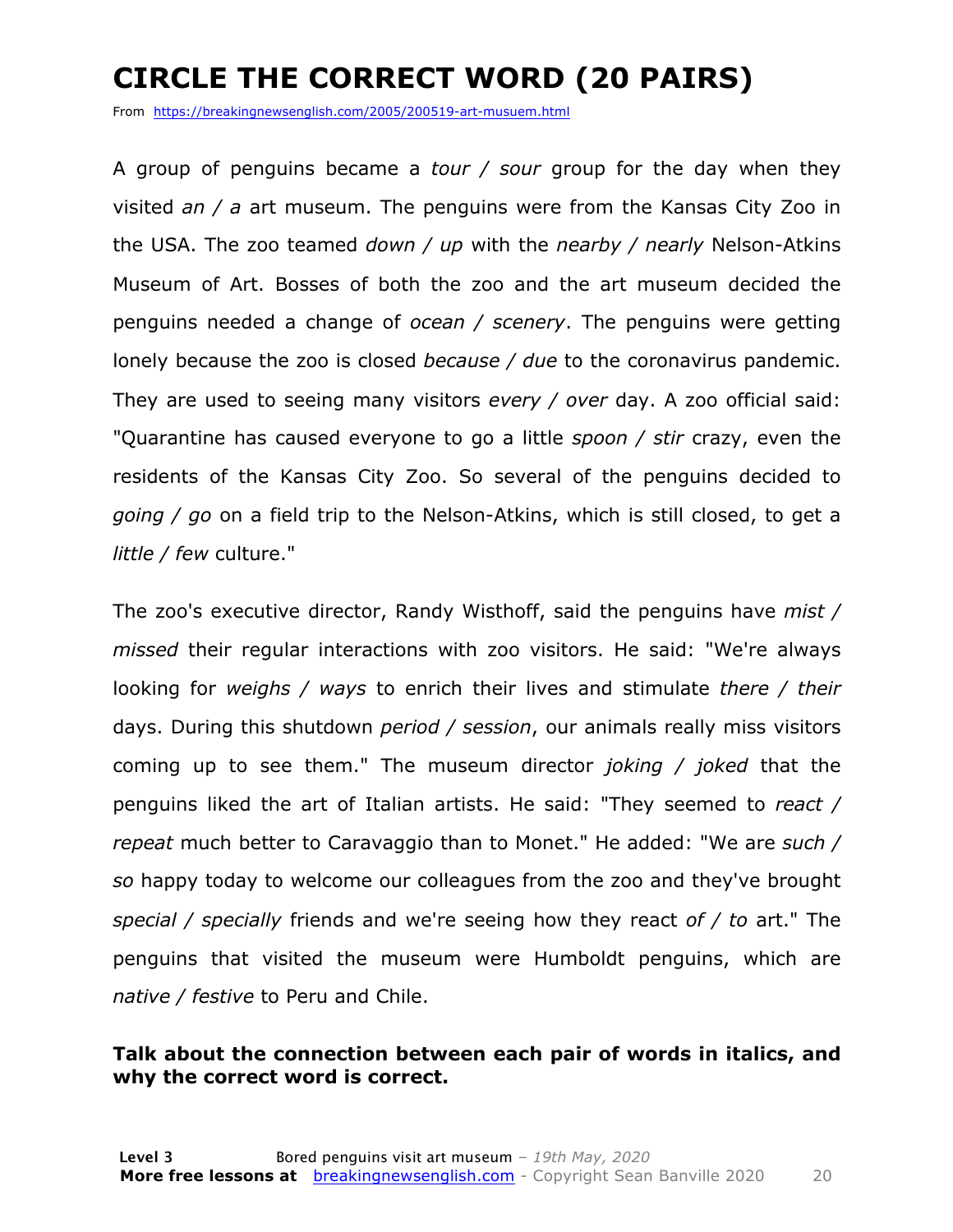# CIRCLE THE CORRECT WORD (20 PAIRS)

From https://breakingnewsenglish.com/2005/200519-art-musuem.html

A group of penguins became a *tour / sour* group for the day when they visited *an / a* art museum. The penguins were from the Kansas City Zoo in the USA. The zoo teamed *down / up* with the *nearby / nearly* Nelson-Atkins Museum of Art. Bosses of both the zoo and the art museum decided the penguins needed a change of *ocean / scenery*. The penguins were getting lonely because the zoo is closed *because / due* to the coronavirus pandemic. They are used to seeing many visitors *every / over* day. A zoo official said: "Quarantine has caused everyone to go a little *spoon / stir* crazy, even the residents of the Kansas City Zoo. So several of the penguins decided to *going / go* on a field trip to the Nelson-Atkins, which is still closed, to get a *little / few* culture."

The zoo's executive director, Randy Wisthoff, said the penguins have *mist / missed* their regular interactions with zoo visitors. He said: "We're always looking for *weighs / ways* to enrich their lives and stimulate *there / their* days. During this shutdown *period / session*, our animals really miss visitors coming up to see them." The museum director *joking / joked* that the penguins liked the art of Italian artists. He said: "They seemed to *react / repeat* much better to Caravaggio than to Monet." He added: "We are *such / so* happy today to welcome our colleagues from the zoo and they've brought *special / specially* friends and we're seeing how they react *of / to* art." The penguins that visited the museum were Humboldt penguins, which are *native / festive* to Peru and Chile.

**Talk about the connection between each pair of words in italics, and why the correct word is correct.**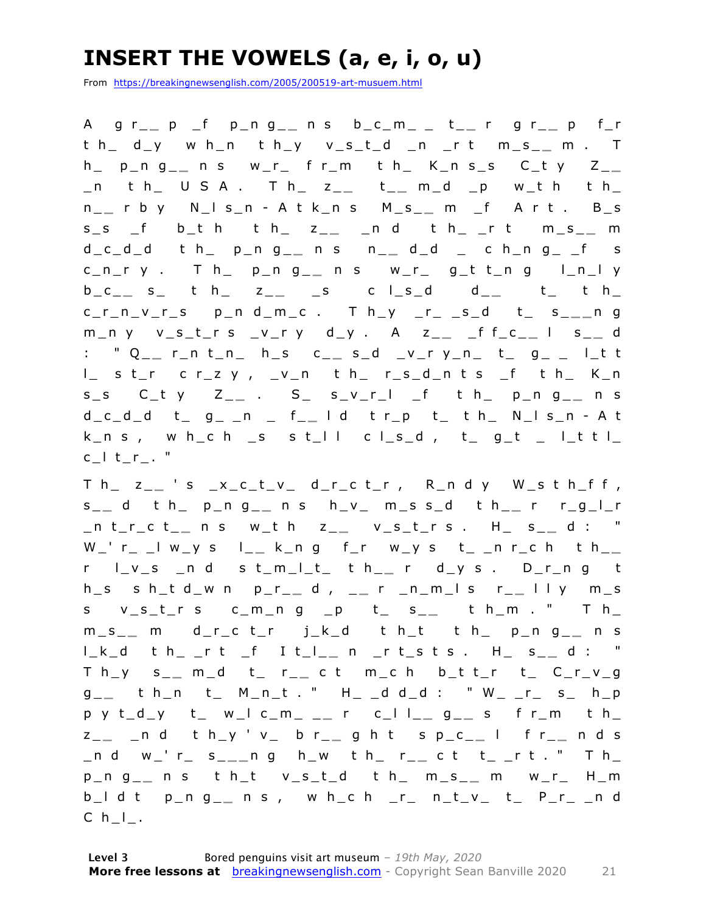# INSERT THE VOWELS (a, e, i, o, u)

From https://breakingnewsenglish.com/2005/200519-art-musuem.html

A gr__p _f p_ng__ns b_c_m_ _ t__r gr__p f_r th_ d_y wh_n th_y v_s_t_d _n _rt m_s__m. Th_ p_ng__ns w_r_ fr_m th_ K_ns_s C_ty Z__ _n th_ USA. Th_ z__ t__m_d _p w_th th_ n__rby N_ls_n-Atk_ns M_s__m _f Art. B_s s_s _f b_th th_ z__ _nd th_ _rt m_s__m d_c_d_d th_ p_ng__ns n__d_d _ ch_ng_ _f s c_n_ry. Th_ p_ng__ns w_r_ g_tt_ng l_n_ly b_c__s_ th_ z__ _s cl_s_d d__ t_ th_ c_r_n_v_r_s p_nd_m_c. Th_y _r_ _s_d t_ s___ng m_ny v_s_t_rs _v_ry d_y. A z__ _ff_c__l s__d: "Q__r_nt_n_ h_s c__s_d _v_ry_n_ t_ g_ _ l_tt l_ st_r cr_zy, _v_n th_ r_s_d_nts _f th_ K_n s_s C_ty Z__. S_ s_v_r_l _f th_ p_ng__ns d_c_d_d t_ g_ _n _ f__ld tr_p t_ th_ N_ls_n-At k_ns, wh_ch _s st_ll cl_s_d, t_ g_t _ l_ttl_ c_lt_r_."

Th_ z__'s _x_c_t_v_ d_r_ct_r, R_ndy W_sth_ff, s__d th_ p_ng__ns h_v_ m_ss_d th__r r_g_l_r _nt_r_ct__ns w_th z__ v_s_t_rs. H_ s__d: "W_'r_ _lw_ys l__k_ng f_r w_ys t_ _nr_ch th__r l_v_s _nd st_m_l_t_ th__r d_ys. D_r_ng t h_s sh_td_wn p_r__d, __r _n_m_ls r__lly m_s s v_s_t_rs c_m_ng _p t_ s__ th_m." Th_ m_s__m d_r_ct_r j_k_d th_t th_ p_ng__ns l_k_d th_ _rt _f It_l__n _rt_sts. H_ s__d: "Th_y s__m_d t_ r__ct m_ch b_tt_r t_ C_r_v_g g__ th_n t_ M_n_t." H_ _dd_d: "W_ _r_ s_ h_p py t_d_y t_ w_lc_m_ __r c_ll__g__s fr_m th_ z__ _nd th_y'v_ br__ght sp_c__l fr__nds _nd w_'r_ s___ng h_w th_ r__ct t_ _rt." Th_ p_ng__ns th_t v_s_t_d th_ m_s__m w_r_ H_m b_ldt p_ng__ns, wh_ch _r_ n_t_v_ t_ P_r_ _nd Ch_l_.

**Level 3** Bored penguins visit art museum – *19th May, 2020*
**More free lessons at** breakingnewsenglish.com - Copyright Sean Banville 2020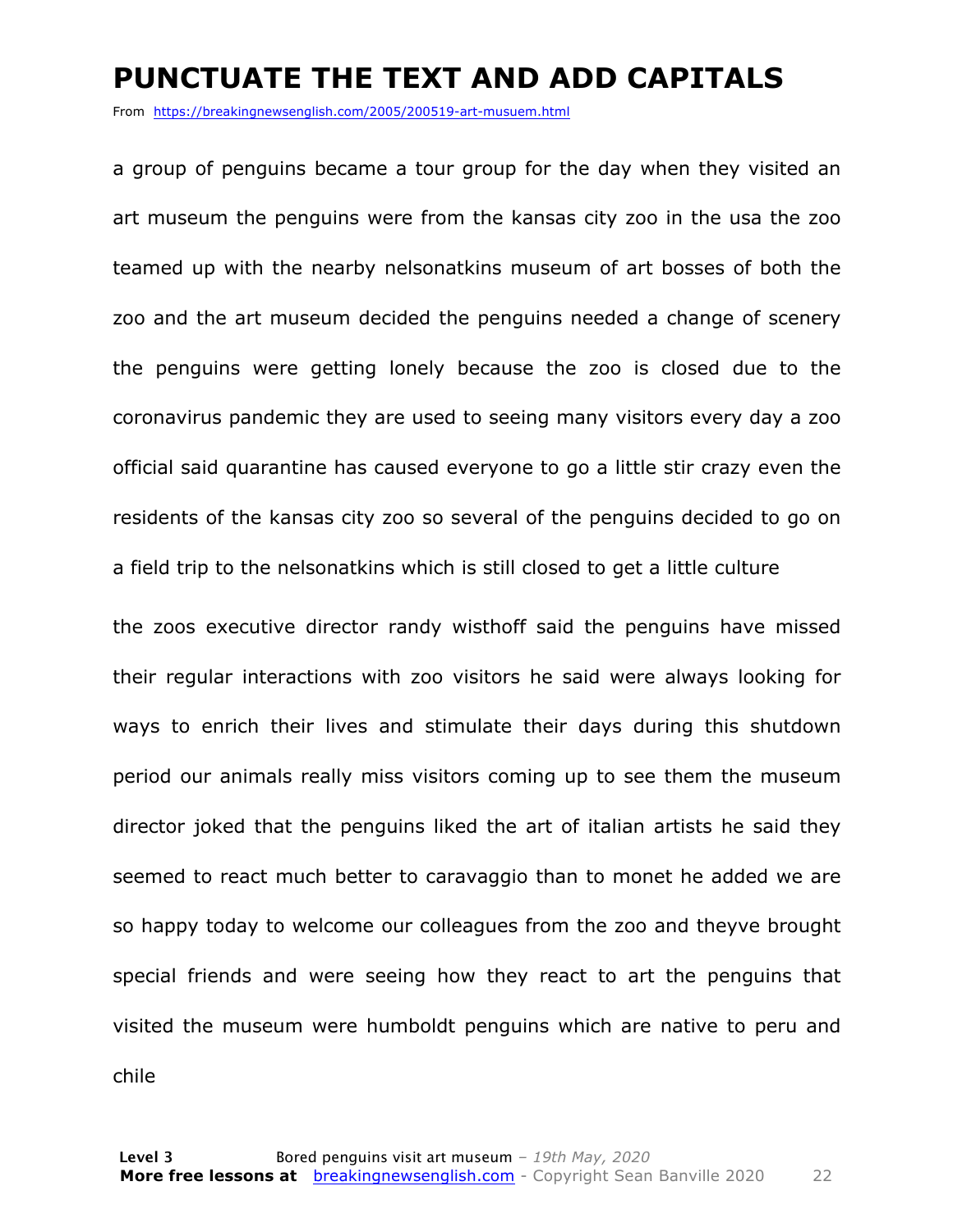# PUNCTUATE THE TEXT AND ADD CAPITALS

From https://breakingnewsenglish.com/2005/200519-art-musuem.html

a group of penguins became a tour group for the day when they visited an art museum the penguins were from the kansas city zoo in the usa the zoo teamed up with the nearby nelsonatkins museum of art bosses of both the zoo and the art museum decided the penguins needed a change of scenery the penguins were getting lonely because the zoo is closed due to the coronavirus pandemic they are used to seeing many visitors every day a zoo official said quarantine has caused everyone to go a little stir crazy even the residents of the kansas city zoo so several of the penguins decided to go on a field trip to the nelsonatkins which is still closed to get a little culture

the zoos executive director randy wisthoff said the penguins have missed their regular interactions with zoo visitors he said were always looking for ways to enrich their lives and stimulate their days during this shutdown period our animals really miss visitors coming up to see them the museum director joked that the penguins liked the art of italian artists he said they seemed to react much better to caravaggio than to monet he added we are so happy today to welcome our colleagues from the zoo and theyve brought special friends and were seeing how they react to art the penguins that visited the museum were humboldt penguins which are native to peru and chile

**Level 3** Bored penguins visit art museum – *19th May, 2020*
**More free lessons at** breakingnewsenglish.com - Copyright Sean Banville 2020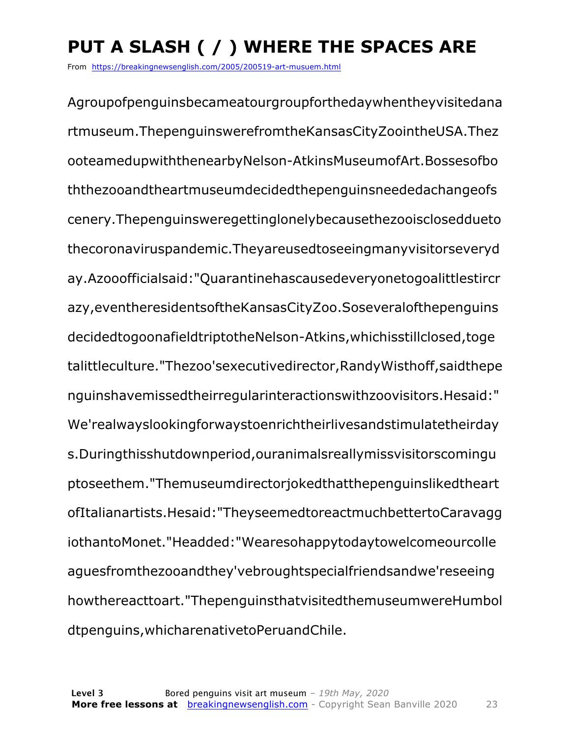# PUT A SLASH ( / ) WHERE THE SPACES ARE

From https://breakingnewsenglish.com/2005/200519-art-musuem.html

Agroupofpenguinsbecameatourgroupforthedaywhentheyvisitedana rtmuseum.ThepenguinswerefromtheKansasCityZoointheUSA.Thez ooteamedupwiththenearbyNelson-AtkinsMuseumofArt.Bossesofbo ththezooandtheartmuseumdecidedthepenguinsneededachangeofs cenery.Thepenguinsweregettinglonelybecausethezooisclosedueto thecoronaviruspandemic.Theyareusedtoseeingmanyvisitorseveryd ay.Azooofficialsaid:"Quarantinehascausedeveryonetogoalittlestircr azy,eventheresidentsoftheKansasCityZoo.Soseveralofthepenguins decidedtogoonafieldtriptotheNelson-Atkins,whichisstillclosed,toge talittleculture."Thezoo'sexecutivedirector,RandyWisthoff,saidthepe nguinshavemissedtheirregularinteractionswithzoovisitors.Hesaid:" We'realwayslookingforwaystoenrichtheirlivesandstimulatetheirday s.Duringthisshutdownperiod,ouranimalsreallymissvisitorscomingu ptoseethem."Themuseumdirectorjokedthatthepenguinslikedtheart ofItalianartists.Hesaid:"TheyseemedtoreactmuchbettertoCaravagg iothantoMonet."Headded:"Wearesohappytodaytowelcomeourcolle aguesfromthezooandthey'vebroughtspecialfriendsandwe'reseeing howthereacttoart."ThepenguinsthatvisitedthemuseumwereHumbol dtpenguins,whicharenativetoPeruandChile.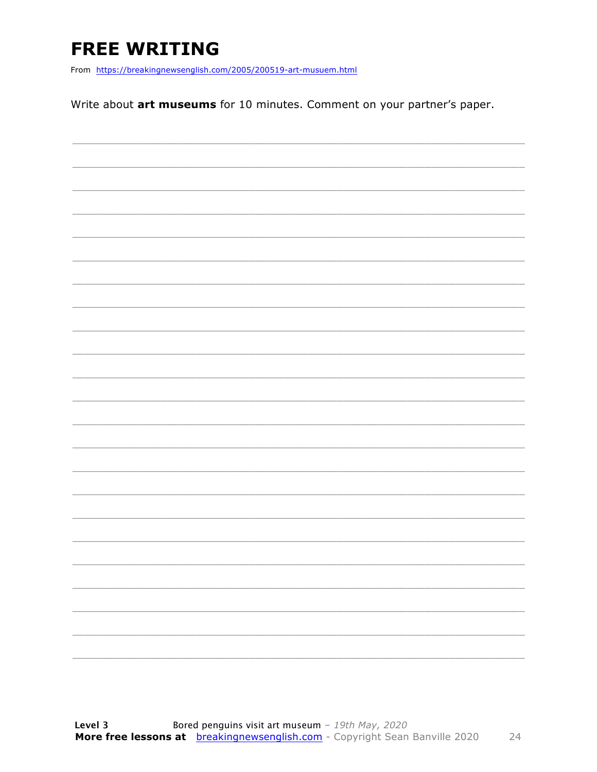# FREE WRITING

From https://breakingnewsenglish.com/2005/200519-art-musuem.html

Write about **art museums** for 10 minutes. Comment on your partner's paper.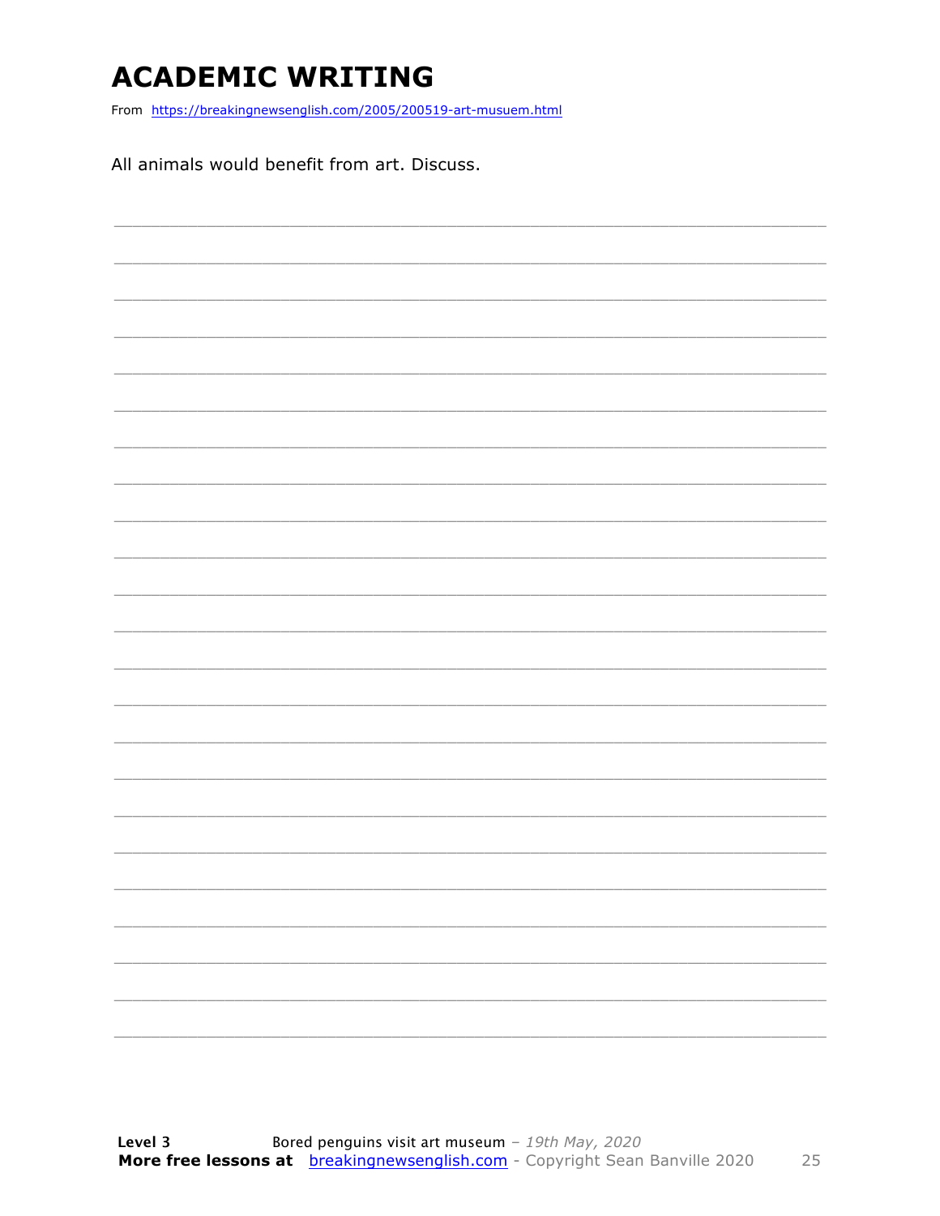# ACADEMIC WRITING

From https://breakingnewsenglish.com/2005/200519-art-musuem.html

All animals would benefit from art. Discuss.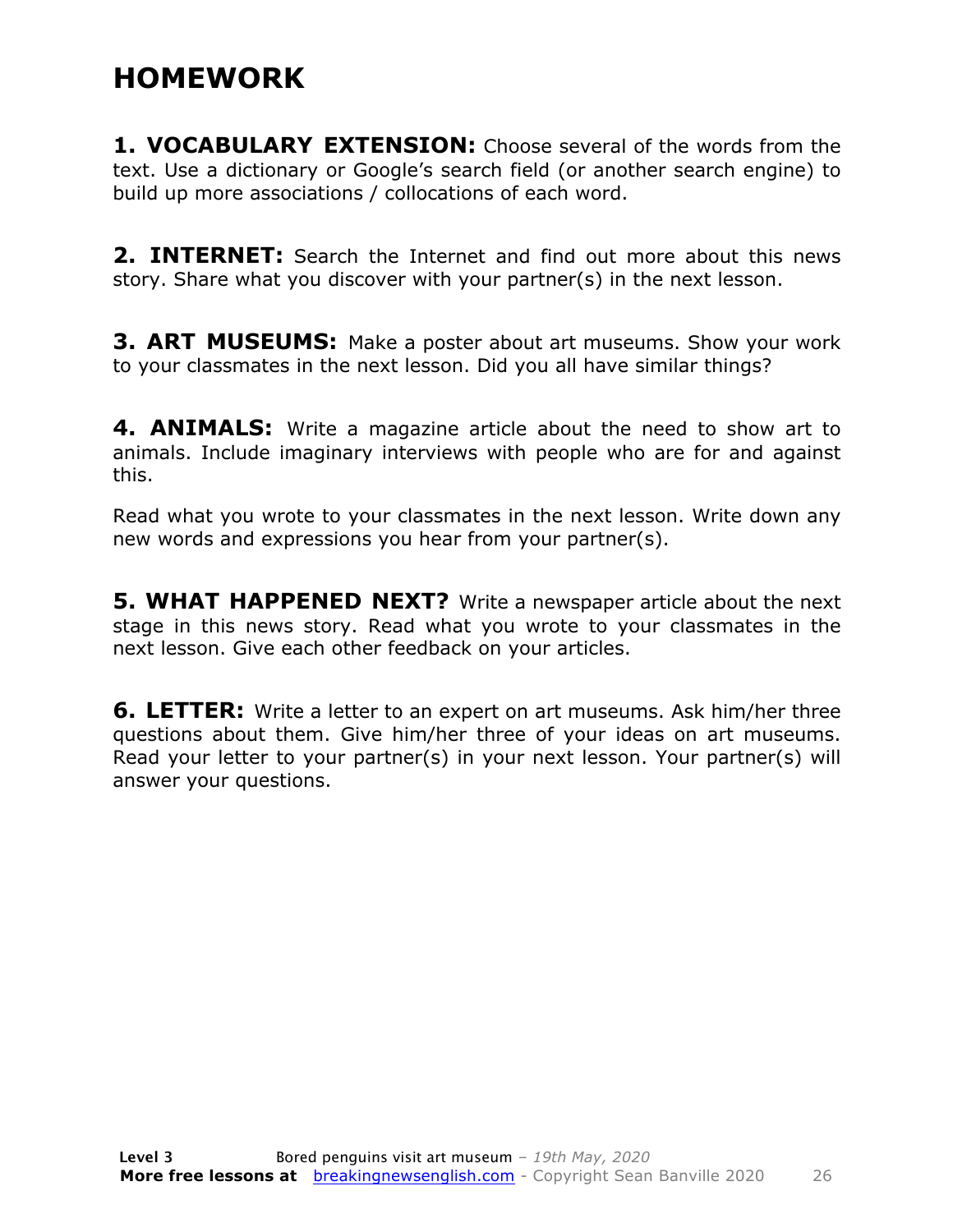# HOMEWORK

**1. VOCABULARY EXTENSION:** Choose several of the words from the text. Use a dictionary or Google's search field (or another search engine) to build up more associations / collocations of each word.

**2. INTERNET:** Search the Internet and find out more about this news story. Share what you discover with your partner(s) in the next lesson.

**3. ART MUSEUMS:** Make a poster about art museums. Show your work to your classmates in the next lesson. Did you all have similar things?

**4. ANIMALS:** Write a magazine article about the need to show art to animals. Include imaginary interviews with people who are for and against this.

Read what you wrote to your classmates in the next lesson. Write down any new words and expressions you hear from your partner(s).

**5. WHAT HAPPENED NEXT?** Write a newspaper article about the next stage in this news story. Read what you wrote to your classmates in the next lesson. Give each other feedback on your articles.

**6. LETTER:** Write a letter to an expert on art museums. Ask him/her three questions about them. Give him/her three of your ideas on art museums. Read your letter to your partner(s) in your next lesson. Your partner(s) will answer your questions.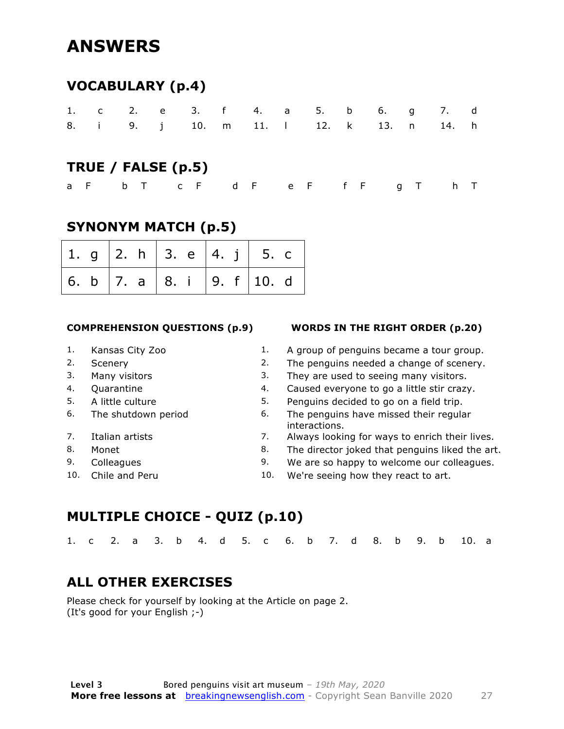# ANSWERS

## VOCABULARY (p.4)

| | | | | | | | | | | | | | |
|---|---|---|---|---|---|---|---|---|---|---|---|---|---|
| 1. | c | 2. | e | 3. | f | 4. | a | 5. | b | 6. | g | 7. | d |
| 8. | i | 9. | j | 10. | m | 11. | l | 12. | k | 13. | n | 14. | h |

## TRUE / FALSE (p.5)

a F b T c F d F e F f F g T h T

## SYNONYM MATCH (p.5)

| | | | | |
|---|---|---|---|---|
| 1. g | 2. h | 3. e | 4. j | 5. c |
| 6. b | 7. a | 8. i | 9. f | 10. d |

### COMPREHENSION QUESTIONS (p.9)

1. Kansas City Zoo
2. Scenery
3. Many visitors
4. Quarantine
5. A little culture
6. The shutdown period
7. Italian artists
8. Monet
9. Colleagues
10. Chile and Peru

### WORDS IN THE RIGHT ORDER (p.20)

1. A group of penguins became a tour group.
2. The penguins needed a change of scenery.
3. They are used to seeing many visitors.
4. Caused everyone to go a little stir crazy.
5. Penguins decided to go on a field trip.
6. The penguins have missed their regular interactions.
7. Always looking for ways to enrich their lives.
8. The director joked that penguins liked the art.
9. We are so happy to welcome our colleagues.
10. We're seeing how they react to art.

## MULTIPLE CHOICE - QUIZ (p.10)

1. c 2. a 3. b 4. d 5. c 6. b 7. d 8. b 9. b 10. a

## ALL OTHER EXERCISES

Please check for yourself by looking at the Article on page 2.
(It's good for your English ;-)